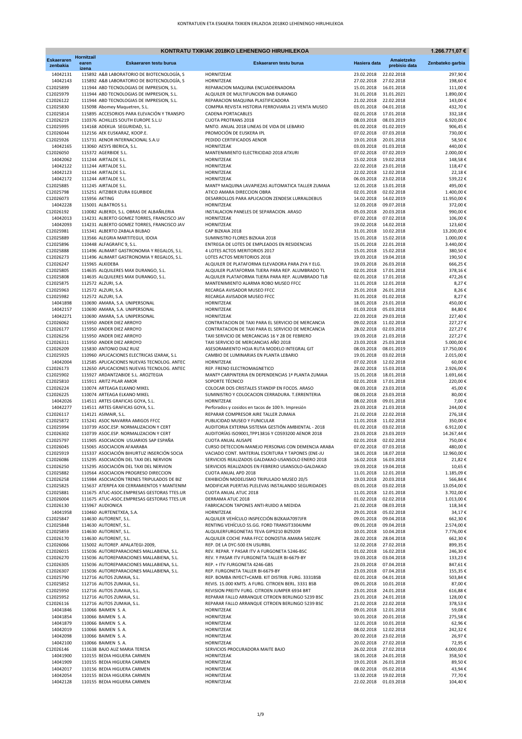KONTRATUEN ETA ESKAERA TXIKIEN ERLAZIOA 2018KO LEHENENGO HIRUHILEKOA

| KONTRATU TXIKIAK 2018KO LEHENENGO HIRUHILEKOA | | | | | | 1.266.771,07 € |
|---|---|---|---|---|---|---|
| Eskaeraren zenbakia | Hornitzaile aren izena | Eskaeraren testu burua | Eskaeraren testu burua | Hasiera data | Amaietzeko prebisio data | Zenbateko garbia |
| 14042131 | 115892 | A&B LABORATORIO DE BIOTECNOLOGÍA, S | HORNITZEAK | 23.02.2018 | 22.02.2018 | 297,90 € |
| 14042143 | 115892 | A&B LABORATORIO DE BIOTECNOLOGÍA, S | HORNITZEAK | 27.02.2018 | 27.02.2018 | 198,60 € |
| C12025899 | 111944 | ABD TECNOLOGIAS DE IMPRESION, S.L. | REPARACION MAQUINA ENCUADERNADORA | 15.01.2018 | 16.01.2018 | 111,00 € |
| C12025979 | 111944 | ABD TECNOLOGIAS DE IMPRESION, S.L. | ALQUILER DE MULTIFUNCION BAB DURANGO | 31.01.2018 | 31.01.2021 | 1.890,00 € |
| C12026122 | 111944 | ABD TECNOLOGIAS DE IMPRESION, S.L. | REPARACION MAQUINA PLASTIFICADORA | 21.02.2018 | 22.02.2018 | 143,00 € |
| C12025830 | 115098 | Abomey Maquetren, S.L. | COMPRA REVISTA HISTORIA FERROVIARIA 21 VENTA MUSEO | 03.01.2018 | 04.01.2018 | 432,70 € |
| C12025814 | 115895 | ACCESORIOS PARA ELEVACIÓN Y TRANSPO | CADENA PORTACABLES | 02.01.2018 | 17.01.2018 | 332,18 € |
| C12026219 | 110376 | ACHILLES SOUTH EUROPE S.L.U | CUOTA PROTRANS 2018 | 08.03.2018 | 08.03.2019 | 6.920,00 € |
| C12025995 | 114168 | ADEKUA SEGURIDAD, S.L. | MNTO. ANUAL 2018 LINEAS DE VIDA DE LEBARIO | 01.02.2018 | 01.02.2019 | 906,45 € |
| C12026044 | 112156 | AEK EUSKARAZ, KOOP.E. | PROMOCIÓN DE EUSKERA IPL | 07.02.2018 | 07.03.2018 | 730,00 € |
| C12025926 | 115731 | AENOR INTERNACIONAL S.A.U | PEDIDO CERTIFICADOS AENOR | 19.01.2018 | 20.01.2018 | 58,50 € |
| 14042165 | 113060 | AESYS IBERICA, S.L. | HORNITZEAK | 03.03.2018 | 01.03.2018 | 440,00 € |
| C12026050 | 115372 | AGERBIDE S.L. | MANTENIMIENTO ELECTRICIDAD 2018 ATXURI | 07.02.2018 | 07.02.2019 | 2.000,00 € |
| 14042062 | 111244 | AIRTALDE S.L. | HORNITZEAK | 15.02.2018 | 19.02.2018 | 148,58 € |
| 14042122 | 111244 | AIRTALDE S.L. | HORNITZEAK | 22.02.2018 | 23.01.2018 | 118,47 € |
| 14042123 | 111244 | AIRTALDE S.L. | HORNITZEAK | 22.02.2018 | 12.02.2018 | 22,18 € |
| 14042172 | 111244 | AIRTALDE S.L. | HORNITZEAK | 06.03.2018 | 23.02.2018 | 539,22 € |
| C12025885 | 111245 | AIRTALDE S.L. | MANTº MAQUINA LAVAPIEZAS AUTOMATICA TALLER ZUMAIA | 12.01.2018 | 13.01.2018 | 495,00 € |
| C12025798 | 115251 | AITZIBER IZURA EGURBIDE | ATICO AMARA DIRECCION OBRA | 02.01.2018 | 02.02.2018 | 1.400,00 € |
| C12026073 | 115956 | AKTING | DESARROLLOS PARA APLICACION ZENDESK LURRALDEBUS | 14.02.2018 | 14.02.2019 | 11.950,00 € |
| 14042228 | 115001 | ALBATROS S.L | HORNITZEAK | 12.03.2018 | 09.07.2018 | 372,00 € |
| C12026192 | 110082 | ALBERDI, S.L. OBRAS DE ALBAÑILERIA | INSTALACION PANELES DE SEPARACION. ARASO | 05.03.2018 | 20.03.2018 | 990,00 € |
| 14042013 | 114231 | ALBERTO GOMEZ TORRES, FRANCISCO JAV | HORNITZEAK | 07.02.2018 | 07.02.2018 | 106,00 € |
| 14042093 | 114231 | ALBERTO GOMEZ TORRES, FRANCISCO JAV | HORNITZEAK | 19.02.2018 | 14.02.2018 | 123,60 € |
| C12025981 | 115341 | ALBERTO ZABALA BILBAO | CAP BIZKAIA 2018 | 31.01.2018 | 10.02.2018 | 13.200,00 € |
| C12025889 | 113566 | ALEGRIA MARTITEGUI, IDOIA | SUMINISTRO FLORES BIZKAIA 2018 | 15.01.2018 | 15.02.2018 | 1.000,00 € |
| C12025896 | 110448 | ALFAGRAFIC 9, S.L. | ENTREGA DE LOTES DE EMPLEADOS EN RESIDENCIAS | 15.01.2018 | 22.01.2018 | 3.440,00 € |
| C12025888 | 111496 | ALIMART GASTRONOMIA Y REGALOS, S.L. | 4 LOTES ACTOS MERITORIOS 2017 | 15.01.2018 | 15.02.2018 | 380,50 € |
| C12026273 | 111496 | ALIMART GASTRONOMIA Y REGALOS, S.L. | LOTES ACTOS MERITORIOS 2018 | 19.03.2018 | 19.04.2018 | 190,50 € |
| C12026247 | 115965 | ALKIDEBA | ALQUILER DE PLATAFORMA ELEVADORA PARA ZYA Y ELG. | 19.03.2018 | 26.03.2018 | 666,25 € |
| C12025805 | 114635 | ALQUILERES MAX DURANGO, S.L. | ALQUILER PLATAFORMA TIJERA PARA REP. ALUMBRADO TL | 02.01.2018 | 17.01.2018 | 378,16 € |
| C12025808 | 114635 | ALQUILERES MAX DURANGO, S.L. | ALQUILER PLATAFORMA TIJERA PARA REP. ALUMBRADO TLB | 02.01.2018 | 17.01.2018 | 472,26 € |
| C12025875 | 112572 | ALZURI, S.A. | MANTENIMIENTO ALARMA ROBO MUSEO FFCC | 11.01.2018 | 12.01.2018 | 8,27 € |
| C12025963 | 112572 | ALZURI, S.A. | RECARGA AVISADOR MUSEO FFCC | 25.01.2018 | 26.01.2018 | 8,26 € |
| C12025982 | 112572 | ALZURI, S.A. | RECARGA AVISADOR MUSEO FFCC | 31.01.2018 | 01.02.2018 | 8,27 € |
| 14041898 | 110690 | AMARA, S.A. UNIPERSONAL | HORNITZEAK | 18.01.2018 | 23.01.2018 | 450,00 € |
| 14042157 | 110690 | AMARA, S.A. UNIPERSONAL | HORNITZEAK | 01.03.2018 | 05.03.2018 | 84,80 € |
| 14042271 | 110690 | AMARA, S.A. UNIPERSONAL | HORNITZEAK | 22.03.2018 | 29.03.2018 | 227,40 € |
| C12026062 | 115950 | ANDER DIEZ ARROYO | CONTRATACION DE TAXI PARA EL SERVICIO DE MERCANCIA | 09.02.2018 | 11.02.2018 | 227,27 € |
| C12026177 | 115950 | ANDER DIEZ ARROYO | CONTRATACION DE TAXI PARA EL SERVICIO DE MERCANCIA | 28.02.2018 | 02.03.2018 | 227,27 € |
| C12026256 | 115950 | ANDER DIEZ ARROYO | TAXI SERVICIO DE MERCANCIAS 16 Y 28 DE FEBRERO | 19.03.2018 | 21.03.2018 | 227,27 € |
| C12026311 | 115950 | ANDER DIEZ ARROYO | TAXI SERVICIO DE MERCANCIAS AÑO 2018 | 23.03.2018 | 25.03.2018 | 5.000,00 € |
| C12026209 | 115830 | ANTONIO DIAZ RUIZ | ASESORAMIENTO HOJA RUTA MODELO INTEGRAL GIT | 08.03.2018 | 08.01.2019 | 17.750,00 € |
| C12025925 | 110960 | APLICACIONES ELECTRICAS IZARAK, S.L | CAMBIO DE LUMINARIAS EN PLANTA LEBARIO | 19.01.2018 | 03.02.2018 | 2.015,00 € |
| 14042004 | 112585 | APLICACIONES NUEVAS TECNOLOG. ANTEC | HORNITZEAK | 07.02.2018 | 12.02.2018 | 60,00 € |
| C12026173 | 112650 | APLICACIONES NUEVAS TECNOLOG. ANTEC | REP. FRENO ELECTROMAGNETICO | 28.02.2018 | 15.03.2018 | 2.926,00 € |
| C12025902 | 115927 | ARDANTZABIDE S.L. AROZTEGIA | MANTº CARPINTERIA EN DEPENDENCIAS 1ª PLANTA ZUMAIA | 15.01.2018 | 18.01.2018 | 1.691,66 € |
| C12025810 | 115911 | ARITZ PILAR AMOR | SOPORTE TÉCNICO | 02.01.2018 | 17.01.2018 | 220,00 € |
| C12026224 | 110074 | ARTEAGA ELKANO MIKEL | COLOCAR DOS CRISTALES STANDIP EN FOCOS. ARASO | 08.03.2018 | 23.03.2018 | 45,00 € |
| C12026225 | 110074 | ARTEAGA ELKANO MIKEL | SUMINISTRO Y COLOCACION CERRADURA. T.ERRENTERIA | 08.03.2018 | 23.03.2018 | 80,00 € |
| 14042026 | 114511 | ARTES GRAFICAS GOYA, S.L. | HORNITZEAK | 08.02.2018 | 09.01.2018 | 7,00 € |
| 14042277 | 114511 | ARTES GRAFICAS GOYA, S.L. | Perforados y cosidos en tacos de 100 h. Impresión | 23.03.2018 | 21.03.2018 | 244,00 € |
| C12026117 | 114121 | ASIMAIR, S.L. | REPARAR COMPRESOR AIRE TALLER ZUMAIA | 21.02.2018 | 22.02.2018 | 276,18 € |
| C12025872 | 115241 | ASOC NAVARRA AMIGOS FFCC | PUBLICIDAD MUSEO Y FUNICULAR | 11.01.2018 | 11.02.2018 | 350,00 € |
| C12025994 | 110739 | ASOC.ESP. NORMALIZACION Y CERT | AUDITORIA EXTERNA SISTEMA GESTIÓN AMBIENTAL - 2018 | 01.02.2018 | 03.02.2018 | 6.912,00 € |
| C12026302 | 110739 | ASOC.ESP. NORMALIZACION Y CERT | AUDITORÍAS ISO9001,TPP13816 Y CDS93200 AENOR 2018 | 23.03.2018 | 23.03.2019 | 14.267,44 € |
| C12025797 | 111905 | ASOCIACION USUARIOS SAP ESPAÑA | CUOTA ANUAL AUSAPE | 02.01.2018 | 02.02.2018 | 750,00 € |
| C12026045 | 115065 | ASOCIACION AFAARABA | CURSO DETECCION-MANEJO PERSONAS CON DEMENCIA ARABA | 07.02.2018 | 07.03.2018 | 480,00 € |
| C12025919 | 115337 | ASOCIACIÓN BIHURTUZ INSERCIÓN SOCIA | VACIADO CONT. MATERIAL ESCRITURA Y TAPONES (ENE-JU | 18.01.2018 | 18.07.2018 | 12.960,00 € |
| C12026086 | 115295 | ASOCIACIÓN DEL TAXI DEL NERVION | SERVICIOS REALIZADOS GALDAKAO-USANSOLO ENERO 2018 | 16.02.2018 | 16.03.2018 | 21,82 € |
| C12026250 | 115295 | ASOCIACIÓN DEL TAXI DEL NERVION | SERVICIOS REALIZADOS EN FEBRERO USANSOLO-GALDAKAO | 19.03.2018 | 19.04.2018 | 10,65 € |
| C12025882 | 110564 | ASOCIACION PROGRESO DIRECCION | CUOTA ANUAL APD 2018 | 11.01.2018 | 12.01.2018 | 1.185,09 € |
| C12026258 | 115984 | ASOCIACIÓN TRENES TRIPULADOS DE BIZ | EXHIBICIÓN MODELISMO TRIPULADO MUSEO 20/5 | 19.03.2018 | 20.03.2018 | 566,84 € |
| C12025825 | 115637 | ATERPEA XXI CERRAMIENTOS Y MANTENIM | MODIFICAR PUERTAS PLELEVAS INSTALANDO SEGURIDADES | 03.01.2018 | 03.02.2018 | 13.054,00 € |
| C12025881 | 111675 | ATUC-ASOC.EMPRESAS GESTORAS TTES.UR | CUOTA ANUAL ATUC 2018 | 11.01.2018 | 12.01.2018 | 3.702,00 € |
| C12026004 | 111675 | ATUC-ASOC.EMPRESAS GESTORAS TTES.UR | DERRAMA ATUC 2018 | 01.02.2018 | 02.02.2018 | 1.013,00 € |
| C12026130 | 115967 | AUDIONICA | FABRICACION TAPONES ANTI-RUIDO A MEDIDA | 21.02.2018 | 08.03.2018 | 118,34 € |
| 14041958 | 110460 | AURTENETXEA, S.A. | HORNITZEAK | 29.01.2018 | 05.02.2018 | 34,17 € |
| C12025847 | 114630 | AUTORENT, S.L. | ALQUILER VEHÍCULO INSPECCIÓN BIZKAIA7097JFR | 09.01.2018 | 09.04.2018 | 662,30 € |
| C12025848 | 114630 | AUTORENT, S.L. | RENTING VEHÍCULO SS.GG. FORD TRANSIT3304JMM | 09.01.2018 | 09.04.2018 | 2.574,00 € |
| C12025859 | 114630 | AUTORENT, S.L. | ALQUILERFURGONETAS TEVA GIP9210 BIZ9209 | 10.01.2018 | 10.04.2018 | 7.776,00 € |
| C12026170 | 114630 | AUTORENT, S.L. | ALQUILER COCHE PARA FFCC DONOSTIA AMARA 5402JFK | 28.02.2018 | 28.04.2018 | 662,30 € |
| C12026066 | 115002 | AUTOREP. APALATEGI-2009, | REP. DE LA DYC-500 EN USURBIL | 12.02.2018 | 27.02.2018 | 899,35 € |
| C12026015 | 115036 | AUTOREPARACIONES MALLABIENA, S.L. | REV. REPAR. Y PASAR ITV A FURGONETA 5246-BSC | 01.02.2018 | 16.02.2018 | 246,30 € |
| C12026270 | 115036 | AUTOREPARACIONES MALLABIENA, S.L. | REV. Y PASAR ITV FURGONETA TALLER BI-6679-BY | 19.03.2018 | 03.04.2018 | 133,23 € |
| C12026305 | 115036 | AUTOREPARACIONES MALLABIENA, S.L. | REP. + ITV FURGONETA 4246-GBS | 23.03.2018 | 07.04.2018 | 847,61 € |
| C12026307 | 115036 | AUTOREPARACIONES MALLABIENA, S.L. | REP. FURGONETA TALLER BI-6679-BY | 23.03.2018 | 07.04.2018 | 155,35 € |
| C12025790 | 112716 | AUTOS ZUMAIA, S.L. | REP. BOMBA INYECT+CAMB. KIT DISTRIB. FURG. 3331BSB | 02.01.2018 | 04.01.2018 | 503,84 € |
| C12025852 | 112716 | AUTOS ZUMAIA, S.L. | REVIS. 15.000 KMTS. A FURG. CITROEN BERL. 3331 BSB | 09.01.2018 | 10.01.2018 | 87,00 € |
| C12025950 | 112716 | AUTOS ZUMAIA, S.L. | REVISION PREITV FURG. CITROEN JUMPER 6934 BRT | 23.01.2018 | 24.01.2018 | 616,88 € |
| C12025952 | 112716 | AUTOS ZUMAIA, S.L. | REPARAR FALLO ARRANQUE CITROEN BERLINGO 5239 BSC | 23.01.2018 | 24.01.2018 | 128,00 € |
| C12026116 | 112716 | AUTOS ZUMAIA, S.L. | REPARAR FALLO ARRANQUE CITROEN BERLINGO 5239 BSC | 21.02.2018 | 22.02.2018 | 378,53 € |
| 14041846 | 110066 | BAIMEN S. A. | HORNITZEAK | 09.01.2018 | 12.01.2018 | 59,08 € |
| 14041854 | 110066 | BAIMEN S. A. | HORNITZEAK | 10.01.2018 | 20.01.2018 | 275,58 € |
| 14041879 | 110066 | BAIMEN S. A. | HORNITZEAK | 12.01.2018 | 10.01.2018 | 62,96 € |
| 14042019 | 110066 | BAIMEN S. A. | HORNITZEAK | 08.02.2018 | 12.02.2018 | 242,32 € |
| 14042098 | 110066 | BAIMEN S. A. | HORNITZEAK | 20.02.2018 | 23.02.2018 | 26,97 € |
| 14042100 | 110066 | BAIMEN S. A. | HORNITZEAK | 20.02.2018 | 27.02.2018 | 72,95 € |
| C12026146 | 111638 | BAJO AUZ MARIA TERESA | SERVICIOS PROCURADORA MAITE BAJO | 26.02.2018 | 27.02.2018 | 4.000,00 € |
| 14041900 | 110155 | BEDIA HIGUERA CARMEN | HORNITZEAK | 18.01.2018 | 24.01.2018 | 358,50 € |
| 14041909 | 110155 | BEDIA HIGUERA CARMEN | HORNITZEAK | 19.01.2018 | 26.01.2018 | 89,50 € |
| 14042017 | 110156 | BEDIA HIGUERA CARMEN | HORNITZEAK | 08.02.2018 | 05.02.2018 | 43,94 € |
| 14042054 | 110155 | BEDIA HIGUERA CARMEN | HORNITZEAK | 13.02.2018 | 19.02.2018 | 77,70 € |
| 14042128 | 110155 | BEDIA HIGUERA CARMEN | HORNITZEAK | 22.02.2018 | 01.03.2018 | 104,40 € |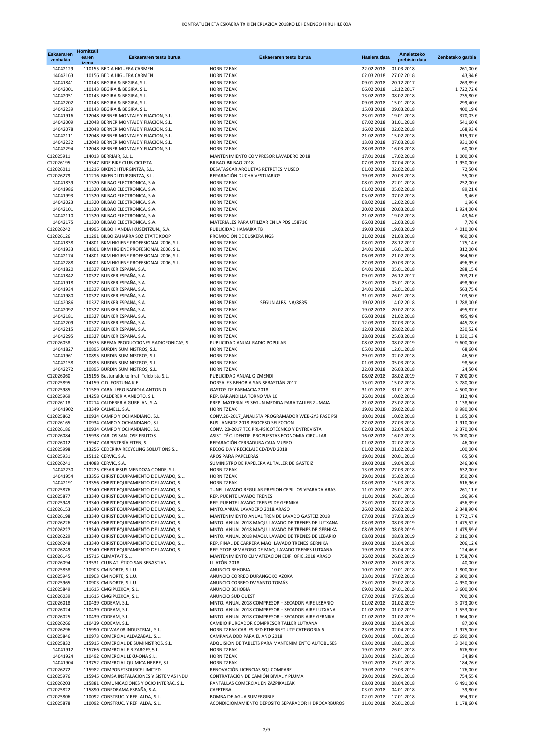| Eskaeraren zenbakia | Hornitzail earen izena | Eskaeraren testu burua | Eskaeraren testu burua | Hasiera data | Amaietzeko prebisio data | Zenbateko garbia |
|---|---|---|---|---|---|---|
| 14042129 | 110155 | BEDIA HIGUERA CARMEN | HORNITZEAK | 22.02.2018 | 01.03.2018 | 261,00 € |
| 14042163 | 110156 | BEDIA HIGUERA CARMEN | HORNITZEAK | 02.03.2018 | 27.02.2018 | 43,94 € |
| 14041841 | 110143 | BEGIRA & BEGIRA, S.L. | HORNITZEAK | 09.01.2018 | 20.12.2017 | 263,89 € |
| 14042001 | 110143 | BEGIRA & BEGIRA, S.L. | HORNITZEAK | 06.02.2018 | 12.12.2017 | 1.722,72 € |
| 14042051 | 110143 | BEGIRA & BEGIRA, S.L. | HORNITZEAK | 13.02.2018 | 08.02.2018 | 735,80 € |
| 14042202 | 110143 | BEGIRA & BEGIRA, S.L. | HORNITZEAK | 09.03.2018 | 15.01.2018 | 299,40 € |
| 14042239 | 110143 | BEGIRA & BEGIRA, S.L. | HORNITZEAK | 15.03.2018 | 09.03.2018 | 400,19 € |
| 14041916 | 112048 | BERNER MONTAJE Y FIJACION, S.L. | HORNITZEAK | 23.01.2018 | 19.01.2018 | 370,03 € |
| 14042009 | 112048 | BERNER MONTAJE Y FIJACION, S.L. | HORNITZEAK | 07.02.2018 | 31.01.2018 | 541,60 € |
| 14042078 | 112048 | BERNER MONTAJE Y FIJACION, S.L. | HORNITZEAK | 16.02.2018 | 02.02.2018 | 168,93 € |
| 14042111 | 112048 | BERNER MONTAJE Y FIJACION, S.L. | HORNITZEAK | 21.02.2018 | 15.02.2018 | 615,97 € |
| 14042232 | 112048 | BERNER MONTAJE Y FIJACION, S.L. | HORNITZEAK | 13.03.2018 | 07.03.2018 | 931,00 € |
| 14042294 | 112048 | BERNER MONTAJE Y FIJACION, S.L. | HORNITZEAK | 28.03.2018 | 16.03.2018 | 60,00 € |
| C12025911 | 114013 | BERRIAIR, S.L.L. | MANTENIMIENTO COMPRESOR LAVADERO 2018 | 17.01.2018 | 17.02.2018 | 1.000,00 € |
| C12026195 | 115347 | BIDE BIKE CLUB CICLISTA | BILBAO-BILBAO 2018 | 07.03.2018 | 07.04.2018 | 1.950,00 € |
| C12026011 | 111216 | BIKENDI ITURGINTZA, S.L. | DESATASCAR ARQUETAS RETRETES MUSEO | 01.02.2018 | 02.02.2018 | 72,50 € |
| C12026279 | 111216 | BIKENDI ITURGINTZA, S.L. | REPARACIÓN DUCHA VESTUARIOS | 19.03.2018 | 20.03.2018 | 55,00 € |
| 14041839 | 111320 | BILBAO ELECTRONICA, S.A. | HORNITZEAK | 08.01.2018 | 22.01.2018 | 252,00 € |
| 14041986 | 111320 | BILBAO ELECTRONICA, S.A. | HORNITZEAK | 01.02.2018 | 05.02.2018 | 89,21 € |
| 14041993 | 111320 | BILBAO ELECTRONICA, S.A. | HORNITZEAK | 05.02.2018 | 07.02.2018 | 9,46 € |
| 14042023 | 111320 | BILBAO ELECTRONICA, S.A. | HORNITZEAK | 08.02.2018 | 12.02.2018 | 1,96 € |
| 14042101 | 111320 | BILBAO ELECTRONICA, S.A. | HORNITZEAK | 20.02.2018 | 20.03.2018 | 1.924,00 € |
| 14042110 | 111320 | BILBAO ELECTRONICA, S.A. | HORNITZEAK | 21.02.2018 | 19.02.2018 | 43,64 € |
| 14042175 | 111320 | BILBAO ELECTRONICA, S.A. | MATERIALES PARA UTILIZAR EN LA PDS 158716 | 06.03.2018 | 12.03.2018 | 7,78 € |
| C12026242 | 114995 | BILBO HANDIA IKUSENTZUN., S.A. | PUBLICIDAD HAMAIKA TB | 19.03.2018 | 19.03.2019 | 4.010,00 € |
| C12026126 | 111291 | BILBO ZAHARRA SOZIETATE KOOP | PROMOCIÓN DE EUSKERA NGS | 21.02.2018 | 21.03.2018 | 460,00 € |
| 14041838 | 114801 | BKM HIGIENE PROFESIONAL 2006, S.L. | HORNITZEAK | 08.01.2018 | 28.12.2017 | 175,14 € |
| 14041933 | 114801 | BKM HIGIENE PROFESIONAL 2006, S.L. | HORNITZEAK | 24.01.2018 | 16.01.2018 | 312,00 € |
| 14042174 | 114801 | BKM HIGIENE PROFESIONAL 2006, S.L. | HORNITZEAK | 06.03.2018 | 21.02.2018 | 364,60 € |
| 14042288 | 114801 | BKM HIGIENE PROFESIONAL 2006, S.L. | HORNITZEAK | 27.03.2018 | 20.03.2018 | 496,95 € |
| 14041820 | 110327 | BLINKER ESPAÑA, S.A. | HORNITZEAK | 04.01.2018 | 05.01.2018 | 288,15 € |
| 14041842 | 110327 | BLINKER ESPAÑA, S.A. | HORNITZEAK | 09.01.2018 | 26.12.2017 | 703,21 € |
| 14041918 | 110327 | BLINKER ESPAÑA, S.A. | HORNITZEAK | 23.01.2018 | 05.01.2018 | 498,90 € |
| 14041934 | 110327 | BLINKER ESPAÑA, S.A. | HORNITZEAK | 24.01.2018 | 12.01.2018 | 563,75 € |
| 14041980 | 110327 | BLINKER ESPAÑA, S.A. | HORNITZEAK | 31.01.2018 | 26.01.2018 | 103,50 € |
| 14042086 | 110327 | BLINKER ESPAÑA, S.A. | HORNITZEAK SEGUN ALBS. NA/8835 | 19.02.2018 | 14.02.2018 | 1.788,00 € |
| 14042092 | 110327 | BLINKER ESPAÑA, S.A. | HORNITZEAK | 19.02.2018 | 20.02.2018 | 495,87 € |
| 14042181 | 110327 | BLINKER ESPAÑA, S.A. | HORNITZEAK | 06.03.2018 | 21.02.2018 | 495,49 € |
| 14042209 | 110327 | BLINKER ESPAÑA, S.A. | HORNITZEAK | 12.03.2018 | 07.03.2018 | 445,78 € |
| 14042215 | 110327 | BLINKER ESPAÑA, S.A. | HORNITZEAK | 12.03.2018 | 28.02.2018 | 230,52 € |
| 14042295 | 110327 | BLINKER ESPAÑA, S.A. | HORNITZEAK | 28.03.2018 | 25.03.2018 | 1.030,13 € |
| C12026058 | 113675 | BREMA PRODUCCIONES RADIOFONICAS, S. | PUBLICIDAD ANUAL RADIO POPULAR | 08.02.2018 | 08.02.2019 | 9.600,00 € |
| 14041827 | 110895 | BURDIN SUMINISTROS, S.L. | HORNITZEAK | 05.01.2018 | 12.01.2018 | 68,60 € |
| 14041961 | 110895 | BURDIN SUMINISTROS, S.L. | HORNITZEAK | 29.01.2018 | 02.02.2018 | 46,50 € |
| 14042158 | 110895 | BURDIN SUMINISTROS, S.L. | HORNITZEAK | 01.03.2018 | 05.03.2018 | 98,56 € |
| 14042272 | 110895 | BURDIN SUMINISTROS, S.L. | HORNITZEAK | 22.03.2018 | 26.03.2018 | 24,50 € |
| C12026060 | 115196 | Busturialdeko Irrati Telebista S.L. | PUBLICIDAD ANUAL OIZMENDI | 08.02.2018 | 08.02.2019 | 7.200,00 € |
| C12025895 | 114159 | C.D. FORTUNA K.E. | DORSALES BEHOBIA-SAN SEBASTIÁN 2017 | 15.01.2018 | 15.02.2018 | 3.780,00 € |
| C12025985 | 111589 | CABALLERO BADIOLA ANTONIO | GASTOS DE FARMACIA 2018 | 31.01.2018 | 31.01.2019 | 4.500,00 € |
| C12025969 | 114258 | CALDERERIA ANBOTO, S.L. | REP. BARANDILLA TORNO VIA 10 | 26.01.2018 | 10.02.2018 | 312,40 € |
| C12026118 | 110214 | CALDERERIA GURELAN, S.A. | PREP. MATERIALES SEGUN MEDIDA PARA TALLER ZUMAIA | 21.02.2018 | 23.02.2018 | 1.138,60 € |
| 14041902 | 113349 | CALMELL, S.A. | HORNITZEAK | 19.01.2018 | 09.02.2018 | 8.980,00 € |
| C12025862 | 110934 | CAMPO Y OCHANDIANO, S.L. | CONV.20-2017_ANALISTA PROGRAMADOR WEB-2Y3 FASE PSI | 10.01.2018 | 10.02.2018 | 1.185,00 € |
| C12026165 | 110934 | CAMPO Y OCHANDIANO, S.L. | BUS LANBIDE 2018-PROCESO SELECCION | 27.02.2018 | 27.03.2018 | 1.910,00 € |
| C12026186 | 110934 | CAMPO Y OCHANDIANO, S.L. | CONV. 23-2017 TEC PRL-PSICOTÉCNICO Y ENTREVISTA | 02.03.2018 | 02.04.2018 | 2.370,00 € |
| C12026084 | 115938 | CARLOS SAN JOSE FRUTOS | ASIST. TÉC. IDENTIF. PROPUESTAS ECONOMIA CIRCULAR | 16.02.2018 | 16.07.2018 | 15.000,00 € |
| C12026012 | 115947 | CARPINTERÍA EITEN, S.L. | REPARACIÓN CERRADURA CAJA MUSEO | 01.02.2018 | 02.02.2018 | 46,00 € |
| C12025998 | 113256 | CEDERIKA RECYCLING SOLUTIONS S.L | RECOGIDA Y RECICLAJE CD/DVD 2018 | 01.02.2018 | 01.02.2019 | 100,00 € |
| C12025931 | 115112 | CERVIC, S.A. | AROS PARA PAPELERAS | 19.01.2018 | 20.01.2018 | 65,50 € |
| C12026241 | 114088 | CERVIC, S.A. | SUMINISTRO DE PAPELERA AL TALLER DE GASTEIZ | 19.03.2018 | 19.04.2018 | 246,30 € |
| 14042230 | 110225 | CESAR JESUS MENDOZA CONDE, S.L. | HORNITZEAK | 13.03.2018 | 27.03.2018 | 632,00 € |
| 14041954 | 113356 | CHRIST EQUIPAMIENTO DE LAVADO, S.L. | HORNITZEAK | 29.01.2018 | 05.02.2018 | 350,20 € |
| 14042191 | 113356 | CHRIST EQUIPAMIENTO DE LAVADO, S.L. | HORNITZEAK | 08.03.2018 | 15.03.2018 | 616,96 € |
| C12025876 | 113340 | CHRIST EQUIPAMIENTO DE LAVADO, S.L. | TUNEL LAVADO.REGULAR PRESION CEPILLOS YPARADA.ARAS | 11.01.2018 | 26.01.2018 | 261,11 € |
| C12025877 | 113340 | CHRIST EQUIPAMIENTO DE LAVADO, S.L. | REP. PUENTE LAVADO TRENES | 11.01.2018 | 26.01.2018 | 196,96 € |
| C12025949 | 113340 | CHRIST EQUIPAMIENTO DE LAVADO, S.L. | REP. PUENTE LAVADO TRENES DE GERNIKA | 23.01.2018 | 07.02.2018 | 456,39 € |
| C12026153 | 113340 | CHRIST EQUIPAMIENTO DE LAVADO, S.L. | MNTO.ANUAL LAVADERO 2018.ARASO | 26.02.2018 | 26.02.2019 | 2.348,90 € |
| C12026198 | 113340 | CHRIST EQUIPAMIENTO DE LAVADO, S.L. | MANTENIMIENTO ANUAL TREN DE LAVADO GASTEIZ 2018 | 07.03.2018 | 07.03.2019 | 1.772,17 € |
| C12026226 | 113340 | CHRIST EQUIPAMIENTO DE LAVADO, S.L. | MNTO. ANUAL 2018 MAQU. LAVADO DE TRENES DE LUTXANA | 08.03.2018 | 08.03.2019 | 1.475,52 € |
| C12026227 | 113340 | CHRIST EQUIPAMIENTO DE LAVADO, S.L. | MNTO. ANUAL 2018 MAQU. LAVADO DE TRENES DE GERNIKA | 08.03.2018 | 08.03.2019 | 1.475,59 € |
| C12026229 | 113340 | CHRIST EQUIPAMIENTO DE LAVADO, S.L. | MNTO. ANUAL 2018 MAQU. LAVADO DE TRENES DE LEBARIO | 08.03.2018 | 08.03.2019 | 2.016,00 € |
| C12026248 | 113340 | CHRIST EQUIPAMIENTO DE LAVADO, S.L. | REP. FINAL DE CARRERA MAQ. LAVADO TRENES GERNIKA | 19.03.2018 | 03.04.2018 | 206,12 € |
| C12026249 | 113340 | CHRIST EQUIPAMIENTO DE LAVADO, S.L. | REP. STOP SEMAFORO DE MAQ. LAVADO TRENES LUTXANA | 19.03.2018 | 03.04.2018 | 124,46 € |
| C12026145 | 115715 | CLIMATA-T S.L. | MANTENIMIENTO CLIMATIZACION EDIF. OFIC.2018 ARASO | 26.02.2018 | 26.02.2019 | 1.758,70 € |
| C12026094 | 113531 | CLUB ATLÉTICO SAN SEBASTIAN | LILATÓN 2018 | 20.02.2018 | 20.03.2018 | 40,00 € |
| C12025858 | 110903 | CM NORTE, S.L.U. | ANUNCIO BEHOBIA | 10.01.2018 | 10.01.2018 | 1.800,00 € |
| C12025945 | 110903 | CM NORTE, S.L.U. | ANUNCIO CORREO DURANGOKO AZOKA | 23.01.2018 | 07.02.2018 | 2.900,00 € |
| C12025965 | 110903 | CM NORTE, S.L.U. | ANUNCIO CORREO DV SANTO TOMÁS | 25.01.2018 | 09.02.2018 | 4.950,00 € |
| C12025849 | 111615 | CMGIPUZKOA, S.L. | ANUNCIO BEHOBIA | 09.01.2018 | 24.01.2018 | 3.600,00 € |
| C12026039 | 111615 | CMGIPUZKOA, S.L. | ANUNCIO SUD OUEST | 07.02.2018 | 07.05.2018 | 700,00 € |
| C12026018 | 110439 | CODEAM, S.L. | MNTO. ANUAL 2018 COMPRESOR + SECADOR AIRE LEBARIO | 01.02.2018 | 01.02.2019 | 5.073,00 € |
| C12026024 | 110439 | CODEAM, S.L. | MNTO. ANUAL 2018 COMPRESOR + SECADOR AIRE LUTXANA | 01.02.2018 | 01.02.2019 | 1.553,00 € |
| C12026025 | 110439 | CODEAM, S.L. | MNTO. ANUAL 2018 COMPRESOR + SECADOR AIRE GERNIKA | 01.02.2018 | 01.02.2019 | 1.664,00 € |
| C12026266 | 110439 | CODEAM, S.L. | CAMBIO PURGADOR COMPRESOR TALLER LUTXANA | 19.03.2018 | 03.04.2018 | 87,00 € |
| C12026296 | 115990 | COLWAY 08 INDUSTRIAL, S.L. | HORNITZEAK CABLES RED ETHERNET UTP CATEGORIA 6 | 23.03.2018 | 02.04.2018 | 1.975,00 € |
| C12025846 | 110973 | COMERCIAL ALDAZABAL, S.L. | CAMPAÑA DDD PARA EL AÑO 2018 | 09.01.2018 | 10.01.2018 | 15.690,00 € |
| C12025832 | 115915 | COMERCIAL DE SUMINISTROS, S.L. | ADQUISION DE TABLETS PARA MANTENIMIENTO AUTOBUSES | 03.01.2018 | 18.01.2018 | 3.040,00 € |
| 14041912 | 115766 | COMERCIAL F.B.ZARGES,S.L. | HORNITZEAK | 19.01.2018 | 26.01.2018 | 676,80 € |
| 14041924 | 110492 | COMERCIAL LEKU-ONA S.L. | HORNITZEAK | 23.01.2018 | 23.01.2018 | 34,89 € |
| 14041904 | 113752 | COMERCIAL QUIMICA HERBE, S.L. | HORNITZEAK | 19.01.2018 | 23.01.2018 | 184,76 € |
| C12026272 | 115982 | COMPONETSOURCE LIMITED | RENOVACIÓN LICENCIAS SQL COMPARE | 19.03.2018 | 19.03.2019 | 176,00 € |
| C12025976 | 115945 | COMSA INSTALACIONES Y SISTEMAS INDU | CONTRATACIÓN DE CAMIÓN BIVIAL Y PLUMA | 29.01.2018 | 29.01.2018 | 754,55 € |
| C12026203 | 115881 | COMUNICACIONES Y OCIO INTERAC, S.L. | PANTALLAS COMERCIAL EN ZAZPIKALEAK | 08.03.2018 | 08.04.2018 | 6.491,00 € |
| C12025822 | 115890 | CONFORAMA ESPAÑA, S.A. | CAFETERA | 03.01.2018 | 04.01.2018 | 39,80 € |
| C12025806 | 110092 | CONSTRUC. Y REF. ALDA, S.L. | BOMBA DE AGUA SUMERGIBLE | 02.01.2018 | 17.01.2018 | 594,97 € |
| C12025878 | 110092 | CONSTRUC. Y REF. ALDA, S.L. | ACONDICIOMAMIENTO DEPOSITO SEPARADOR HIDROCARBUROS | 11.01.2018 | 26.01.2018 | 1.178,60 € |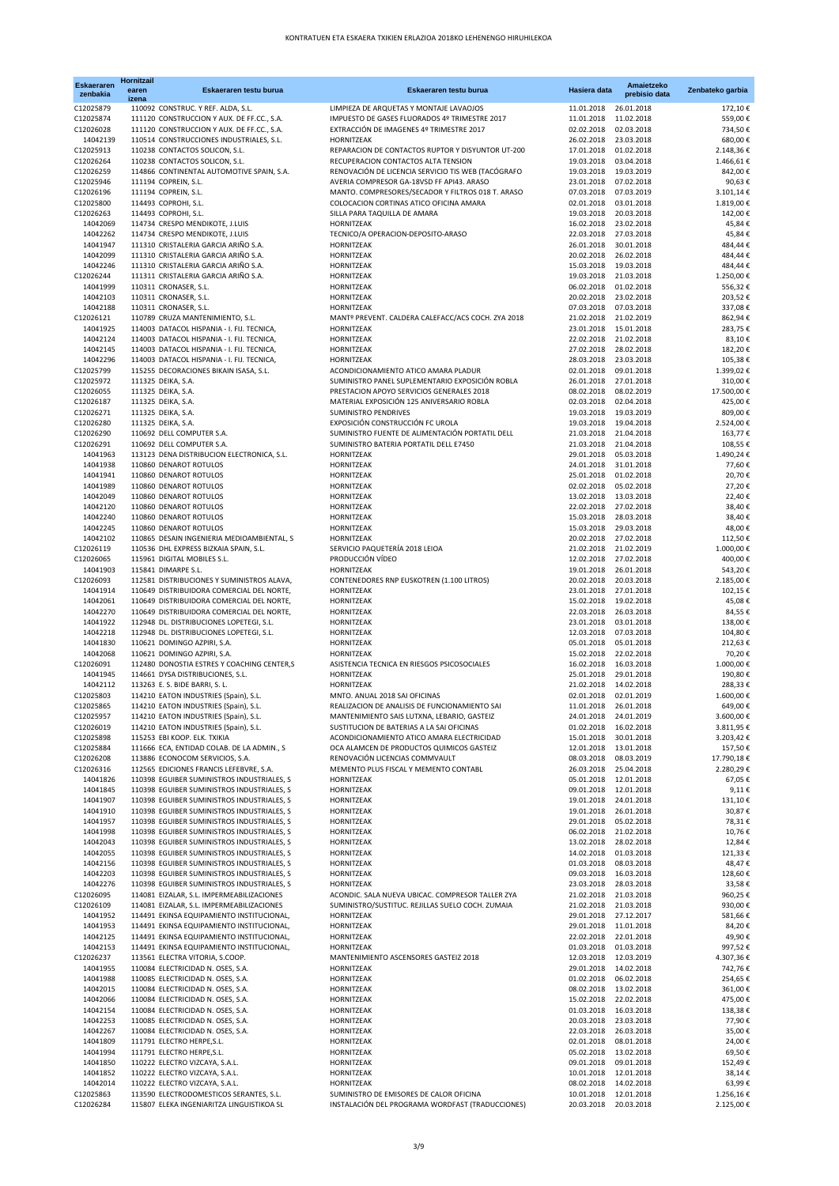# KONTRATUEN ETA ESKAERA TXIKIEN ERLAZIOA 2018KO LEHENENGO HIRUHILEKOA

| Eskaeraren zenbakia | Hornitzail earen izena | Eskaeraren testu burua | Eskaeraren testu burua | Hasiera data | Amaietzeko prebisio data | Zenbateko garbia |
|---|---|---|---|---|---|---|
| C12025879 | 110092 | CONSTRUC. Y REF. ALDA, S.L. | LIMPIEZA DE ARQUETAS Y MONTAJE LAVAOJOS | 11.01.2018 | 26.01.2018 | 172,10 € |
| C12025874 | 111120 | CONSTRUCCION Y AUX. DE FF.CC., S.A. | IMPUESTO DE GASES FLUORADOS 4º TRIMESTRE 2017 | 11.01.2018 | 11.02.2018 | 559,00 € |
| C12026028 | 111120 | CONSTRUCCION Y AUX. DE FF.CC., S.A. | EXTRACCIÓN DE IMAGENES 4º TRIMESTRE 2017 | 02.02.2018 | 02.03.2018 | 734,50 € |
| 14042139 | 110514 | CONSTRUCCIONES INDUSTRIALES, S.L. | HORNITZEAK | 26.02.2018 | 23.03.2018 | 680,00 € |
| C12025913 | 110238 | CONTACTOS SOLICON, S.L. | REPARACION DE CONTACTOS RUPTOR Y DISYUNTOR UT-200 | 17.01.2018 | 01.02.2018 | 2.148,36 € |
| C12026264 | 110238 | CONTACTOS SOLICON, S.L. | RECUPERACION CONTACTOS ALTA TENSION | 19.03.2018 | 03.04.2018 | 1.466,61 € |
| C12026259 | 114866 | CONTINENTAL AUTOMOTIVE SPAIN, S.A. | RENOVACIÓN DE LICENCIA SERVICIO TIS WEB (TACÓGRAFO | 19.03.2018 | 19.03.2019 | 842,00 € |
| C12025946 | 111194 | COPREIN, S.L. | AVERIA COMPRESOR GA-18VSD FF API43. ARASO | 23.01.2018 | 07.02.2018 | 90,63 € |
| C12026196 | 111194 | COPREIN, S.L. | MANTO. COMPRESORES/SECADOR Y FILTROS 018 T. ARASO | 07.03.2018 | 07.03.2019 | 3.101,14 € |
| C12025800 | 114493 | COPROHI, S.L. | COLOCACION CORTINAS ATICO OFICINA AMARA | 02.01.2018 | 03.01.2018 | 1.819,00 € |
| C12026263 | 114493 | COPROHI, S.L. | SILLA PARA TAQUILLA DE AMARA | 19.03.2018 | 20.03.2018 | 142,00 € |
| 14042069 | 114734 | CRESPO MENDIKOTE, J.LUIS | HORNITZEAK | 16.02.2018 | 23.02.2018 | 45,84 € |
| 14042262 | 114734 | CRESPO MENDIKOTE, J.LUIS | TECNICO/A OPERACION-DEPOSITO-ARASO | 22.03.2018 | 27.03.2018 | 45,84 € |
| 14041947 | 111310 | CRISTALERIA GARCIA ARIÑO S.A. | HORNITZEAK | 26.01.2018 | 30.01.2018 | 484,44 € |
| 14042099 | 111310 | CRISTALERIA GARCIA ARIÑO S.A. | HORNITZEAK | 20.02.2018 | 26.02.2018 | 484,44 € |
| 14042246 | 111310 | CRISTALERIA GARCIA ARIÑO S.A. | HORNITZEAK | 15.03.2018 | 19.03.2018 | 484,44 € |
| C12026244 | 111311 | CRISTALERIA GARCIA ARIÑO S.A. | HORNITZEAK | 19.03.2018 | 21.03.2018 | 1.250,00 € |
| 14041999 | 110311 | CRONASER, S.L. | HORNITZEAK | 06.02.2018 | 01.02.2018 | 556,32 € |
| 14042103 | 110311 | CRONASER, S.L. | HORNITZEAK | 20.02.2018 | 23.02.2018 | 203,52 € |
| 14042188 | 110311 | CRONASER, S.L. | HORNITZEAK | 07.03.2018 | 07.03.2018 | 337,08 € |
| C12026121 | 110789 | CRUZA MANTENIMIENTO, S.L. | MANTº PREVENT. CALDERA CALEFACC/ACS COCH. ZYA 2018 | 21.02.2018 | 21.02.2019 | 862,94 € |
| 14041925 | 114003 | DATACOL HISPANIA - I. FIJ. TECNICA, | HORNITZEAK | 23.01.2018 | 15.01.2018 | 283,75 € |
| 14042124 | 114003 | DATACOL HISPANIA - I. FIJ. TECNICA, | HORNITZEAK | 22.02.2018 | 21.02.2018 | 83,10 € |
| 14042145 | 114003 | DATACOL HISPANIA - I. FIJ. TECNICA, | HORNITZEAK | 27.02.2018 | 28.02.2018 | 182,20 € |
| 14042296 | 114003 | DATACOL HISPANIA - I. FIJ. TECNICA, | HORNITZEAK | 28.03.2018 | 23.03.2018 | 105,38 € |
| C12025799 | 115255 | DECORACIONES BIKAIN ISASA, S.L. | ACONDICIONAMIENTO ATICO AMARA PLADUR | 02.01.2018 | 09.01.2018 | 1.399,02 € |
| C12025972 | 111325 | DEIKA, S.A. | SUMINISTRO PANEL SUPLEMENTARIO EXPOSICIÓN ROBLA | 26.01.2018 | 27.01.2018 | 310,00 € |
| C12026055 | 111325 | DEIKA, S.A. | PRESTACION APOYO SERVICIOS GENERALES 2018 | 08.02.2018 | 08.02.2019 | 17.500,00 € |
| C12026187 | 111325 | DEIKA, S.A. | MATERIAL EXPOSICIÓN 125 ANIVERSARIO ROBLA | 02.03.2018 | 02.04.2018 | 425,00 € |
| C12026271 | 111325 | DEIKA, S.A. | SUMINISTRO PENDRIVES | 19.03.2018 | 19.03.2019 | 809,00 € |
| C12026280 | 111325 | DEIKA, S.A. | EXPOSICIÓN CONSTRUCCIÓN FC UROLA | 19.03.2018 | 19.04.2018 | 2.524,00 € |
| C12026290 | 110692 | DELL COMPUTER S.A. | SUMINISTRO FUENTE DE ALIMENTACIÓN PORTATIL DELL | 21.03.2018 | 21.04.2018 | 163,77 € |
| C12026291 | 110692 | DELL COMPUTER S.A. | SUMINISTRO BATERIA PORTATIL DELL E7450 | 21.03.2018 | 21.04.2018 | 108,55 € |
| 14041963 | 113123 | DENA DISTRIBUCION ELECTRONICA, S.L. | HORNITZEAK | 29.01.2018 | 05.03.2018 | 1.490,24 € |
| 14041938 | 110860 | DENAROT ROTULOS | HORNITZEAK | 24.01.2018 | 31.01.2018 | 77,60 € |
| 14041941 | 110860 | DENAROT ROTULOS | HORNITZEAK | 25.01.2018 | 01.02.2018 | 20,70 € |
| 14041989 | 110860 | DENAROT ROTULOS | HORNITZEAK | 02.02.2018 | 05.02.2018 | 27,20 € |
| 14042049 | 110860 | DENAROT ROTULOS | HORNITZEAK | 13.02.2018 | 13.03.2018 | 22,40 € |
| 14042120 | 110860 | DENAROT ROTULOS | HORNITZEAK | 22.02.2018 | 27.02.2018 | 38,40 € |
| 14042240 | 110860 | DENAROT ROTULOS | HORNITZEAK | 15.03.2018 | 28.03.2018 | 38,40 € |
| 14042245 | 110860 | DENAROT ROTULOS | HORNITZEAK | 15.03.2018 | 29.03.2018 | 48,00 € |
| 14042102 | 110865 | DESAIN INGENIERIA MEDIOAMBIENTAL, S | HORNITZEAK | 20.02.2018 | 27.02.2018 | 112,50 € |
| C12026119 | 110536 | DHL EXPRESS BIZKAIA SPAIN, S.L. | SERVICIO PAQUETERÍA 2018 LEIOA | 21.02.2018 | 21.02.2019 | 1.000,00 € |
| C12026065 | 115961 | DIGITAL MOBILES S.L. | PRODUCCIÓN VÍDEO | 12.02.2018 | 27.02.2018 | 400,00 € |
| 14041903 | 115841 | DIMARPE S.L. | HORNITZEAK | 19.01.2018 | 26.01.2018 | 543,20 € |
| C12026093 | 112581 | DISTRIBUCIONES Y SUMINISTROS ALAVA, | CONTENEDORES RNP EUSKOTREN (1.100 LITROS) | 20.02.2018 | 20.03.2018 | 2.185,00 € |
| 14041914 | 110649 | DISTRIBUIDORA COMERCIAL DEL NORTE, | HORNITZEAK | 23.01.2018 | 27.01.2018 | 102,15 € |
| 14042061 | 110649 | DISTRIBUIDORA COMERCIAL DEL NORTE, | HORNITZEAK | 15.02.2018 | 19.02.2018 | 45,08 € |
| 14042270 | 110649 | DISTRIBUIDORA COMERCIAL DEL NORTE, | HORNITZEAK | 22.03.2018 | 26.03.2018 | 84,55 € |
| 14041922 | 112948 | DL. DISTRIBUCIONES LOPETEGI, S.L. | HORNITZEAK | 23.01.2018 | 03.01.2018 | 138,00 € |
| 14042218 | 112948 | DL. DISTRIBUCIONES LOPETEGI, S.L. | HORNITZEAK | 12.03.2018 | 07.03.2018 | 104,80 € |
| 14041830 | 110621 | DOMINGO AZPIRI, S.A. | HORNITZEAK | 05.01.2018 | 05.01.2018 | 212,63 € |
| 14042068 | 110621 | DOMINGO AZPIRI, S.A. | HORNITZEAK | 15.02.2018 | 22.02.2018 | 70,20 € |
| C12026091 | 112480 | DONOSTIA ESTRES Y COACHING CENTER,S | ASISTENCIA TECNICA EN RIESGOS PSICOSOCIALES | 16.02.2018 | 16.03.2018 | 1.000,00 € |
| 14041945 | 114661 | DYSA DISTRIBUCIONES, S.L. | HORNITZEAK | 25.01.2018 | 29.01.2018 | 190,80 € |
| 14042112 | 113263 | E. S. BIDE BARRI, S. L. | HORNITZEAK | 21.02.2018 | 14.02.2018 | 288,33 € |
| C12025803 | 114210 | EATON INDUSTRIES (Spain), S.L. | MNTO. ANUAL 2018 SAI OFICINAS | 02.01.2018 | 02.01.2019 | 1.600,00 € |
| C12025865 | 114210 | EATON INDUSTRIES (Spain), S.L. | REALIZACION DE ANALISIS DE FUNCIONAMIENTO SAI | 11.01.2018 | 26.01.2018 | 649,00 € |
| C12025957 | 114210 | EATON INDUSTRIES (Spain), S.L. | MANTENIMIENTO SAIS LUTXNA, LEBARIO, GASTEIZ | 24.01.2018 | 24.01.2019 | 3.600,00 € |
| C12026019 | 114210 | EATON INDUSTRIES (Spain), S.L. | SUSTITUCION DE BATERIAS A LA SAI OFICINAS | 01.02.2018 | 16.02.2018 | 3.811,95 € |
| C12025898 | 115253 | EBI KOOP. ELK. TXIKIA | ACONDICIONAMIENTO ATICO AMARA ELECTRICIDAD | 15.01.2018 | 30.01.2018 | 3.203,42 € |
| C12025884 | 111666 | ECA, ENTIDAD COLAB. DE LA ADMIN., S | OCA ALAMCEN DE PRODUCTOS QUIMICOS GASTEIZ | 12.01.2018 | 13.01.2018 | 157,50 € |
| C12026208 | 113886 | ECONOCOM SERVICIOS, S.A. | RENOVACIÓN LICENCIAS COMMVAULT | 08.03.2018 | 08.03.2019 | 17.790,18 € |
| C12026316 | 112565 | EDICIONES FRANCIS LEFEBVRE, S.A. | MEMENTO PLUS FISCAL Y MEMENTO CONTABL | 26.03.2018 | 25.04.2018 | 2.280,29 € |
| 14041826 | 110398 | EGUIBER SUMINISTROS INDUSTRIALES, S | HORNITZEAK | 05.01.2018 | 12.01.2018 | 67,05 € |
| 14041845 | 110398 | EGUIBER SUMINISTROS INDUSTRIALES, S | HORNITZEAK | 09.01.2018 | 12.01.2018 | 9,11 € |
| 14041907 | 110398 | EGUIBER SUMINISTROS INDUSTRIALES, S | HORNITZEAK | 19.01.2018 | 24.01.2018 | 131,10 € |
| 14041910 | 110398 | EGUIBER SUMINISTROS INDUSTRIALES, S | HORNITZEAK | 19.01.2018 | 26.01.2018 | 30,87 € |
| 14041957 | 110398 | EGUIBER SUMINISTROS INDUSTRIALES, S | HORNITZEAK | 29.01.2018 | 05.02.2018 | 78,31 € |
| 14041998 | 110398 | EGUIBER SUMINISTROS INDUSTRIALES, S | HORNITZEAK | 06.02.2018 | 21.02.2018 | 10,76 € |
| 14042043 | 110398 | EGUIBER SUMINISTROS INDUSTRIALES, S | HORNITZEAK | 13.02.2018 | 28.02.2018 | 12,84 € |
| 14042055 | 110398 | EGUIBER SUMINISTROS INDUSTRIALES, S | HORNITZEAK | 14.02.2018 | 01.03.2018 | 121,33 € |
| 14042156 | 110398 | EGUIBER SUMINISTROS INDUSTRIALES, S | HORNITZEAK | 01.03.2018 | 08.03.2018 | 48,47 € |
| 14042203 | 110398 | EGUIBER SUMINISTROS INDUSTRIALES, S | HORNITZEAK | 09.03.2018 | 16.03.2018 | 128,60 € |
| 14042276 | 110398 | EGUIBER SUMINISTROS INDUSTRIALES, S | HORNITZEAK | 23.03.2018 | 28.03.2018 | 33,58 € |
| C12026095 | 114081 | EIZALAR, S.L. IMPERMEABILIZACIONES | ACONDIC. SALA NUEVA UBICAC. COMPRESOR TALLER ZYA | 21.02.2018 | 21.03.2018 | 960,25 € |
| C12026109 | 114081 | EIZALAR, S.L. IMPERMEABILIZACIONES | SUMINISTRO/SUSTITUC. REJILLAS SUELO COCH. ZUMAIA | 21.02.2018 | 21.03.2018 | 930,00 € |
| 14041952 | 114491 | EKINSA EQUIPAMIENTO INSTITUCIONAL, | HORNITZEAK | 29.01.2018 | 27.12.2017 | 581,66 € |
| 14041953 | 114491 | EKINSA EQUIPAMIENTO INSTITUCIONAL, | HORNITZEAK | 29.01.2018 | 11.01.2018 | 84,20 € |
| 14042125 | 114491 | EKINSA EQUIPAMIENTO INSTITUCIONAL, | HORNITZEAK | 22.02.2018 | 22.01.2018 | 49,90 € |
| 14042153 | 114491 | EKINSA EQUIPAMIENTO INSTITUCIONAL, | HORNITZEAK | 01.03.2018 | 01.03.2018 | 997,52 € |
| C12026237 | 113561 | ELECTRA VITORIA, S.COOP. | MANTENIMIENTO ASCENSORES GASTEIZ 2018 | 12.03.2018 | 12.03.2019 | 4.307,36 € |
| 14041955 | 110084 | ELECTRICIDAD N. OSES, S.A. | HORNITZEAK | 29.01.2018 | 14.02.2018 | 742,76 € |
| 14041988 | 110085 | ELECTRICIDAD N. OSES, S.A. | HORNITZEAK | 01.02.2018 | 06.02.2018 | 254,65 € |
| 14042015 | 110084 | ELECTRICIDAD N. OSES, S.A. | HORNITZEAK | 08.02.2018 | 13.02.2018 | 361,00 € |
| 14042066 | 110084 | ELECTRICIDAD N. OSES, S.A. | HORNITZEAK | 15.02.2018 | 22.02.2018 | 475,00 € |
| 14042154 | 110084 | ELECTRICIDAD N. OSES, S.A. | HORNITZEAK | 01.03.2018 | 16.03.2018 | 138,38 € |
| 14042253 | 110085 | ELECTRICIDAD N. OSES, S.A. | HORNITZEAK | 20.03.2018 | 23.03.2018 | 77,90 € |
| 14042267 | 110084 | ELECTRICIDAD N. OSES, S.A. | HORNITZEAK | 22.03.2018 | 26.03.2018 | 35,00 € |
| 14041809 | 111791 | ELECTRO HERPE,S.L. | HORNITZEAK | 02.01.2018 | 08.01.2018 | 24,00 € |
| 14041994 | 111791 | ELECTRO HERPE,S.L. | HORNITZEAK | 05.02.2018 | 13.02.2018 | 69,50 € |
| 14041850 | 110222 | ELECTRO VIZCAYA, S.A.L. | HORNITZEAK | 09.01.2018 | 09.01.2018 | 152,49 € |
| 14041852 | 110222 | ELECTRO VIZCAYA, S.A.L. | HORNITZEAK | 10.01.2018 | 12.01.2018 | 38,14 € |
| 14042014 | 110222 | ELECTRO VIZCAYA, S.A.L. | HORNITZEAK | 08.02.2018 | 14.02.2018 | 63,99 € |
| C12025863 | 113590 | ELECTRODOMESTICOS SERANTES, S.L. | SUMINISTRO DE EMISORES DE CALOR OFICINA | 10.01.2018 | 12.01.2018 | 1.256,16 € |
| C12026284 | 115807 | ELEKA INGENIARITZA LINGUISTIKOA SL | INSTALACIÓN DEL PROGRAMA WORDFAST (TRADUCCIONES) | 20.03.2018 | 20.03.2018 | 2.125,00 € |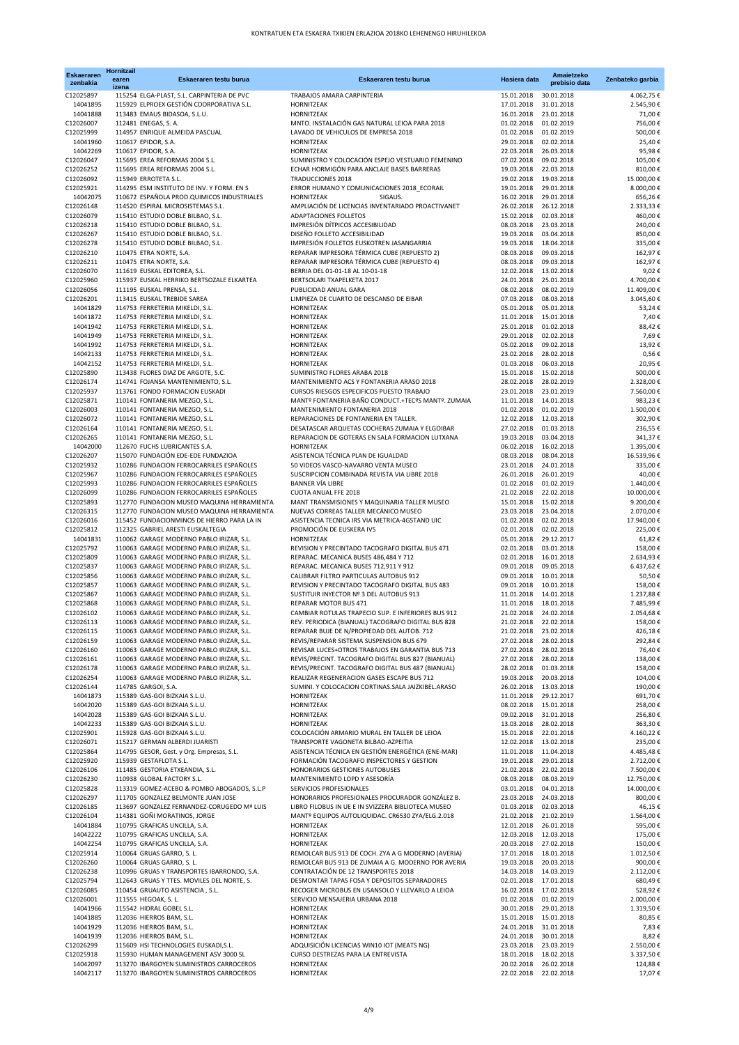# KONTRATUEN ETA ESKAERA TXIKIEN ERLAZIOA 2018KO LEHENENGO HIRUHILEKOA

| Eskaeraren zenbakia | Hornitzail earen izena | Eskaeraren testu burua | Eskaeraren testu burua | Hasiera data | Amaietzeko prebisio data | Zenbateko garbia |
|---|---|---|---|---|---|---|
| C12025897 | 115254 | ELGA-PLAST, S.L. CARPINTERIA DE PVC | TRABAJOS AMARA CARPINTERIA | 15.01.2018 | 30.01.2018 | 4.062,75 € |
| 14041895 | 115929 | ELPROEX GESTIÓN COORPORATIVA S.L. | HORNITZEAK | 17.01.2018 | 31.01.2018 | 2.545,90 € |
| 14041888 | 113483 | EMAUS BIDASOA, S.L.U. | HORNITZEAK | 16.01.2018 | 23.01.2018 | 71,00 € |
| C12026007 | 112481 | ENEGAS, S. A. | MNTO. INSTALACIÓN GAS NATURAL LEIOA PARA 2018 | 01.02.2018 | 01.02.2019 | 756,00 € |
| C12025999 | 114957 | ENRIQUE ALMEIDA PASCUAL | LAVADO DE VEHICULOS DE EMPRESA 2018 | 01.02.2018 | 01.02.2019 | 500,00 € |
| 14041960 | 110617 | EPIDOR, S.A. | HORNITZEAK | 29.01.2018 | 02.02.2018 | 25,40 € |
| 14042269 | 110617 | EPIDOR, S.A. | HORNITZEAK | 22.03.2018 | 26.03.2018 | 95,98 € |
| C12026047 | 115695 | EREA REFORMAS 2004 S.L. | SUMINISTRO Y COLOCACIÓN ESPEJO VESTUARIO FEMENINO | 07.02.2018 | 09.02.2018 | 105,00 € |
| C12026252 | 115695 | EREA REFORMAS 2004 S.L. | ECHAR HORMIGÓN PARA ANCLAJE BASES BARRERAS | 19.03.2018 | 22.03.2018 | 810,00 € |
| C12026092 | 115949 | ERROTETA S.L. | TRADUCCIONES 2018 | 19.02.2018 | 19.03.2018 | 15.000,00 € |
| C12025921 | 114295 | ESM INSTITUTO DE INV. Y FORM. EN S | ERROR HUMANO Y COMUNICACIONES 2018_ECORAIL | 19.01.2018 | 29.01.2018 | 8.000,00 € |
| 14042075 | 110672 | ESPAÑOLA PROD.QUIMICOS INDUSTRIALES | HORNITZEAK SIGAUS. | 16.02.2018 | 29.01.2018 | 656,26 € |
| C12026148 | 114520 | ESPIRAL MICROSISTEMAS S.L. | AMPLIACIÓN DE LICENCIAS INVENTARIADO PROACTIVANET | 26.02.2018 | 26.12.2018 | 2.333,33 € |
| C12026079 | 115410 | ESTUDIO DOBLE BILBAO, S.L. | ADAPTACIONES FOLLETOS | 15.02.2018 | 02.03.2018 | 460,00 € |
| C12026218 | 115410 | ESTUDIO DOBLE BILBAO, S.L. | IMPRESIÓN DÍTPICOS ACCESIBILIDAD | 08.03.2018 | 23.03.2018 | 240,00 € |
| C12026267 | 115410 | ESTUDIO DOBLE BILBAO, S.L. | DISEÑO FOLLETO ACCESIBILIDAD | 19.03.2018 | 03.04.2018 | 850,00 € |
| C12026278 | 115410 | ESTUDIO DOBLE BILBAO, S.L. | IMPRESIÓN FOLLETOS EUSKOTREN JASANGARRIA | 19.03.2018 | 18.04.2018 | 335,00 € |
| C12026210 | 110475 | ETRA NORTE, S.A. | REPARAR IMPRESORA TÉRMICA CUBE (REPUESTO 2) | 08.03.2018 | 09.03.2018 | 162,97 € |
| C12026211 | 110475 | ETRA NORTE, S.A. | REPARAR IMPRESORA TÉRMICA CUBE (REPUESTO 4) | 08.03.2018 | 09.03.2018 | 162,97 € |
| C12026070 | 111619 | EUSKAL EDITOREA, S.L. | BERRIA DEL 01-01-18 AL 10-01-18 | 12.02.2018 | 13.02.2018 | 9,02 € |
| C12025960 | 115937 | EUSKAL HERRIKO BERTSOZALE ELKARTEA | BERTSOLARI TXAPELKETA 2017 | 24.01.2018 | 25.01.2018 | 4.700,00 € |
| C12026056 | 111195 | EUSKAL PRENSA, S.L. | PUBLICIDAD ANUAL GARA | 08.02.2018 | 08.02.2019 | 11.409,00 € |
| C12026201 | 113415 | EUSKAL TREBIDE SAREA | LIMPIEZA DE CUARTO DE DESCANSO DE EIBAR | 07.03.2018 | 08.03.2018 | 3.045,60 € |
| 14041829 | 114753 | FERRETERIA MIKELDI, S.L. | HORNITZEAK | 05.01.2018 | 05.01.2018 | 53,24 € |
| 14041872 | 114753 | FERRETERIA MIKELDI, S.L. | HORNITZEAK | 11.01.2018 | 15.01.2018 | 7,40 € |
| 14041942 | 114753 | FERRETERIA MIKELDI, S.L. | HORNITZEAK | 25.01.2018 | 01.02.2018 | 88,42 € |
| 14041949 | 114753 | FERRETERIA MIKELDI, S.L. | HORNITZEAK | 29.01.2018 | 02.02.2018 | 7,69 € |
| 14041992 | 114753 | FERRETERIA MIKELDI, S.L. | HORNITZEAK | 05.02.2018 | 09.02.2018 | 13,92 € |
| 14042133 | 114753 | FERRETERIA MIKELDI, S.L. | HORNITZEAK | 23.02.2018 | 28.02.2018 | 0,56 € |
| 14042152 | 114753 | FERRETERIA MIKELDI, S.L. | HORNITZEAK | 01.03.2018 | 06.03.2018 | 20,95 € |
| C12025890 | 113438 | FLORES DIAZ DE ARGOTE, S.C. | SUMINISTRO FLORES ARABA 2018 | 15.01.2018 | 15.02.2018 | 500,00 € |
| C12026174 | 114741 | FOJANSA MANTENIMIENTO, S.L. | MANTENIMIENTO ACS Y FONTANERIA ARASO 2018 | 28.02.2018 | 28.02.2019 | 2.328,00 € |
| C12025937 | 113761 | FONDO FORMACION EUSKADI | CURSOS RIESGOS ESPECIFICOS PUESTO TRABAJO | 23.01.2018 | 23.01.2019 | 7.560,00 € |
| C12025871 | 110141 | FONTANERIA MEZGO, S.L. | MANTº FONTANERIA BAÑO CONDUCT.+TECºS MANTº. ZUMAIA | 11.01.2018 | 14.01.2018 | 983,23 € |
| C12026003 | 110141 | FONTANERIA MEZGO, S.L. | MANTENIMIENTO FONTANERIA 2018 | 01.02.2018 | 01.02.2019 | 1.500,00 € |
| C12026072 | 110141 | FONTANERIA MEZGO, S.L. | REPARACIONES DE FONTANERIA EN TALLER. | 12.02.2018 | 12.03.2018 | 302,90 € |
| C12026164 | 110141 | FONTANERIA MEZGO, S.L. | DESATASCAR ARQUETAS COCHERAS ZUMAIA Y ELGOIBAR | 27.02.2018 | 01.03.2018 | 236,55 € |
| C12026265 | 110141 | FONTANERIA MEZGO, S.L. | REPARACION DE GOTERAS EN SALA FORMACION LUTXANA | 19.03.2018 | 03.04.2018 | 341,37 € |
| 14042000 | 112670 | FUCHS LUBRICANTES S.A. | HORNITZEAK | 06.02.2018 | 16.02.2018 | 1.395,00 € |
| C12026207 | 115070 | FUNDACIÓN EDE-EDE FUNDAZIOA | ASISTENCIA TÉCNICA PLAN DE IGUALDAD | 08.03.2018 | 08.04.2018 | 16.539,96 € |
| C12025932 | 110286 | FUNDACION FERROCARRILES ESPAÑOLES | 50 VIDEOS VASCO-NAVARRO VENTA MUSEO | 23.01.2018 | 24.01.2018 | 335,00 € |
| C12025967 | 110286 | FUNDACION FERROCARRILES ESPAÑOLES | SUSCRIPCION COMBINADA REVISTA VIA LIBRE 2018 | 26.01.2018 | 26.01.2019 | 40,00 € |
| C12025993 | 110286 | FUNDACION FERROCARRILES ESPAÑOLES | BANNER VÍA LIBRE | 01.02.2018 | 01.02.2019 | 1.440,00 € |
| C12026099 | 110286 | FUNDACION FERROCARRILES ESPAÑOLES | CUOTA ANUAL FFE 2018 | 21.02.2018 | 22.02.2018 | 10.000,00 € |
| C12025893 | 112770 | FUNDACION MUSEO MAQUINA HERRAMIENTA | MANT TRANSMISIONES Y MAQUINARIA TALLER MUSEO | 15.01.2018 | 15.02.2018 | 9.200,00 € |
| C12026315 | 112770 | FUNDACION MUSEO MAQUINA HERRAMIENTA | NUEVAS CORREAS TALLER MECÁNICO MUSEO | 23.03.2018 | 23.04.2018 | 2.070,00 € |
| C12026016 | 115452 | FUNDACIONMINOS DE HIERRO PARA LA IN | ASISTENCIA TECNICA IRS VIA METRICA-4GSTAND UIC | 01.02.2018 | 02.02.2018 | 17.940,00 € |
| C12025812 | 112325 | GABRIEL ARESTI EUSKALTEGIA | PROMOCIÓN DE EUSKERA IVS | 02.01.2018 | 02.02.2018 | 225,00 € |
| 14041831 | 110062 | GARAGE MODERNO PABLO IRIZAR, S.L. | HORNITZEAK | 05.01.2018 | 29.12.2017 | 61,82 € |
| C12025792 | 110063 | GARAGE MODERNO PABLO IRIZAR, S.L. | REVISION Y PRECINTADO TACOGRAFO DIGITAL BUS 471 | 02.01.2018 | 03.01.2018 | 158,00 € |
| C12025809 | 110063 | GARAGE MODERNO PABLO IRIZAR, S.L. | REPARAC. MECANICA BUSES 486,484 Y 712 | 02.01.2018 | 16.01.2018 | 2.634,93 € |
| C12025837 | 110063 | GARAGE MODERNO PABLO IRIZAR, S.L. | REPARAC. MECANICA BUSES 712,911 Y 912 | 09.01.2018 | 09.05.2018 | 6.437,62 € |
| C12025856 | 110063 | GARAGE MODERNO PABLO IRIZAR, S.L. | CALIBRAR FILTRO PARTICULAS AUTOBUS 912 | 09.01.2018 | 10.01.2018 | 50,50 € |
| C12025857 | 110063 | GARAGE MODERNO PABLO IRIZAR, S.L. | REVISION Y PRECINTADO TACOGRAFO DIGITAL BUS 483 | 09.01.2018 | 10.01.2018 | 158,00 € |
| C12025867 | 110063 | GARAGE MODERNO PABLO IRIZAR, S.L. | SUSTITUIR INYECTOR Nº 3 DEL AUTOBUS 913 | 11.01.2018 | 14.01.2018 | 1.237,88 € |
| C12025868 | 110063 | GARAGE MODERNO PABLO IRIZAR, S.L. | REPARAR MOTOR BUS 471 | 11.01.2018 | 18.01.2018 | 7.485,99 € |
| C12026102 | 110063 | GARAGE MODERNO PABLO IRIZAR, S.L. | CAMBIAR ROTULAS TRAPECIO SUP. E INFERIORES BUS 912 | 21.02.2018 | 24.02.2018 | 2.054,68 € |
| C12026113 | 110063 | GARAGE MODERNO PABLO IRIZAR, S.L. | REV. PERIODICA (BIANUAL) TACOGRAFO DIGITAL BUS 828 | 21.02.2018 | 22.02.2018 | 158,00 € |
| C12026115 | 110063 | GARAGE MODERNO PABLO IRIZAR, S.L. | REPARAR BUJE DE N/PROPIEDAD DEL AUTOB. 712 | 21.02.2018 | 23.02.2018 | 426,18 € |
| C12026159 | 110063 | GARAGE MODERNO PABLO IRIZAR, S.L. | REVIS/REPARAR SISTEMA SUSPENSION BUS 679 | 27.02.2018 | 28.02.2018 | 292,84 € |
| C12026160 | 110063 | GARAGE MODERNO PABLO IRIZAR, S.L. | REVISAR LUCES+OTROS TRABAJOS EN GARANTIA BUS 713 | 27.02.2018 | 28.02.2018 | 76,40 € |
| C12026161 | 110063 | GARAGE MODERNO PABLO IRIZAR, S.L. | REVIS/PRECINT. TACOGRAFO DIGITAL BUS 827 (BIANUAL) | 27.02.2018 | 28.02.2018 | 138,00 € |
| C12026178 | 110063 | GARAGE MODERNO PABLO IRIZAR, S.L. | REVIS/PRECINT. TACOGRAFO DIGITAL BUS 487 (BIANUAL) | 28.02.2018 | 01.03.2018 | 158,00 € |
| C12026254 | 110063 | GARAGE MODERNO PABLO IRIZAR, S.L. | REALIZAR REGENERACION GASES ESCAPE BUS 712 | 19.03.2018 | 20.03.2018 | 104,00 € |
| C12026144 | 114785 | GARGOI, S.A. | SUMINI. Y COLOCACION CORTINAS.SALA JAIZKIBEL.ARASO | 26.02.2018 | 13.03.2018 | 190,00 € |
| 14041873 | 115389 | GAS-GOI BIZKAIA S.L.U. | HORNITZEAK | 11.01.2018 | 29.12.2017 | 691,70 € |
| 14042020 | 115389 | GAS-GOI BIZKAIA S.L.U. | HORNITZEAK | 08.02.2018 | 15.01.2018 | 258,00 € |
| 14042028 | 115389 | GAS-GOI BIZKAIA S.L.U. | HORNITZEAK | 09.02.2018 | 31.01.2018 | 256,80 € |
| 14042233 | 115389 | GAS-GOI BIZKAIA S.L.U. | HORNITZEAK | 13.03.2018 | 28.02.2018 | 363,30 € |
| C12025901 | 115928 | GAS-GOI BIZKAIA S.L.U. | COLOCACIÓN ARMARIO MURAL EN TALLER DE LEIOA | 15.01.2018 | 22.01.2018 | 4.160,22 € |
| C12026071 | 115217 | GERMAN ALBERDI JUARISTI | TRANSPORTE VAGONETA BILBAO-AZPEITIA | 12.02.2018 | 13.02.2018 | 235,00 € |
| C12025864 | 114795 | GESOR, Gest. y Org. Empresas, S.L. | ASISTENCIA TÉCNICA EN GESTIÓN ENERGÉTICA (ENE-MAR) | 11.01.2018 | 11.04.2018 | 4.485,48 € |
| C12025920 | 115939 | GESTAFLOTA S.L. | FORMACIÓN TACOGRAFO INSPECTORES Y GESTION | 19.01.2018 | 29.01.2018 | 2.712,00 € |
| C12026106 | 111485 | GESTORIA ETXEANDIA, S.L. | HONORARIOS GESTIONES AUTOBUSES | 21.02.2018 | 22.02.2018 | 7.500,00 € |
| C12026230 | 110938 | GLOBAL FACTORY S.L. | MANTENIMIENTO LOPD Y ASESORÍA | 08.03.2018 | 08.03.2019 | 12.750,00 € |
| C12025828 | 113319 | GOMEZ-ACEBO & POMBO ABOGADOS, S.L.P | SERVICIOS PROFESIONALES | 03.01.2018 | 04.01.2018 | 14.000,00 € |
| C12026297 | 111705 | GONZALEZ BELMONTE JUAN JOSE | HONORARIOS PROFESIONALES PROCURADOR GONZÁLEZ B. | 23.03.2018 | 24.03.2018 | 800,00 € |
| C12026185 | 113697 | GONZALEZ FERNANDEZ-CORUGEDO Mª LUIS | LIBRO FILOBUS IN UE E IN SVIZZERA BIBLIOTECA MUSEO | 01.03.2018 | 02.03.2018 | 46,15 € |
| C12026104 | 114381 | GOÑI MORATINOS, JORGE | MANTº EQUIPOS AUTOLIQUIDAC. CR6530 ZYA/ELG.2.018 | 21.02.2018 | 21.02.2019 | 1.564,00 € |
| 14041884 | 110795 | GRAFICAS UNCILLA, S.A. | HORNITZEAK | 12.01.2018 | 26.01.2018 | 595,00 € |
| 14042222 | 110795 | GRAFICAS UNCILLA, S.A. | HORNITZEAK | 12.03.2018 | 12.03.2018 | 175,00 € |
| 14042254 | 110795 | GRAFICAS UNCILLA, S.A. | HORNITZEAK | 20.03.2018 | 27.02.2018 | 150,00 € |
| C12025914 | 110064 | GRUAS GARRO, S. L. | REMOLCAR BUS 913 DE COCH. ZYA A G MODERNO (AVERIA) | 17.01.2018 | 18.01.2018 | 1.012,50 € |
| C12026260 | 110064 | GRUAS GARRO, S. L. | REMOLCAR BUS 913 DE ZUMAIA A G. MODERNO POR AVERIA | 19.03.2018 | 20.03.2018 | 900,00 € |
| C12026238 | 110996 | GRUAS Y TRANSPORTES IBARRONDO, S.A. | CONTRATACIÓN DE 12 TRANSPORTES 2018 | 14.03.2018 | 14.03.2019 | 2.112,00 € |
| C12025794 | 112643 | GRUAS Y TTES. MOVILES DEL NORTE, S. | DESMONTAR TAPAS FOSA Y DEPOSITOS SEPARADORES | 02.01.2018 | 17.01.2018 | 680,49 € |
| C12026085 | 110454 | GRUAUTO ASISTENCIA , S.L. | RECOGER MICROBUS EN USANSOLO Y LLEVARLO A LEIOA | 16.02.2018 | 17.02.2018 | 528,92 € |
| C12026001 | 111555 | HEGOAK, S. L. | SERVICIO MENSAJERIA URBANA 2018 | 01.02.2018 | 01.02.2019 | 2.000,00 € |
| 14041966 | 115542 | HIDRAL GOBEL S.L. | HORNITZEAK | 30.01.2018 | 29.01.2018 | 1.319,50 € |
| 14041885 | 112036 | HIERROS BAM, S.L. | HORNITZEAK | 15.01.2018 | 15.01.2018 | 80,85 € |
| 14041929 | 112036 | HIERROS BAM, S.L. | HORNITZEAK | 24.01.2018 | 31.01.2018 | 7,83 € |
| 14041939 | 112036 | HIERROS BAM, S.L. | HORNITZEAK | 24.01.2018 | 30.01.2018 | 8,82 € |
| C12026299 | 115609 | HSI TECHNOLOGIES EUSKADI,S.L. | ADQUISICIÓN LICENCIAS WIN10 IOT (MEATS NG) | 23.03.2018 | 23.03.2019 | 2.550,00 € |
| C12025918 | 115930 | HUMAN MANAGEMENT ASV 3000 SL | CURSO DESTREZAS PARA LA ENTREVISTA | 18.01.2018 | 18.02.2018 | 3.337,50 € |
| 14042097 | 113270 | IBARGOYEN SUMINISTROS CARROCEROS | HORNITZEAK | 20.02.2018 | 26.02.2018 | 124,88 € |
| 14042117 | 113270 | IBARGOYEN SUMINISTROS CARROCEROS | HORNITZEAK | 22.02.2018 | 22.02.2018 | 17,07 € |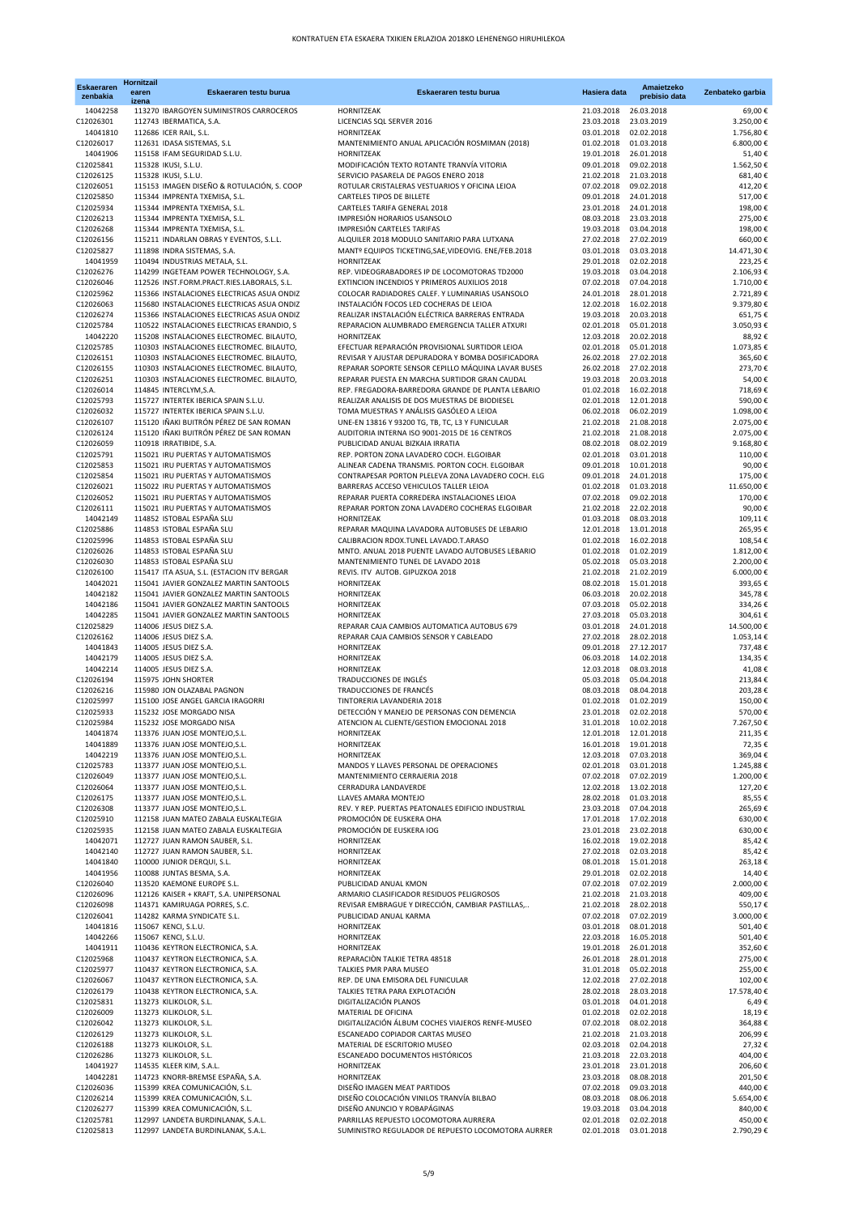KONTRATUEN ETA ESKAERA TXIKIEN ERLAZIOA 2018KO LEHENENGO HIRUHILEKOA

| Eskaeraren zenbakia | Hornitzaile earen izena | Eskaeraren testu burua | Eskaeraren testu burua | Hasiera data | Amaietzeko prebisio data | Zenbateko garbia |
|---|---|---|---|---|---|---|
| 14042258 | 113270 | IBARGOYEN SUMINISTROS CARROCEROS | HORNITZEAK | 21.03.2018 | 26.03.2018 | 69,00 € |
| C12026301 | 112743 | IBERMATICA, S.A. | LICENCIAS SQL SERVER 2016 | 23.03.2018 | 23.03.2019 | 3.250,00 € |
| 14041810 | 112686 | ICER RAIL, S.L. | HORNITZEAK | 03.01.2018 | 02.02.2018 | 1.756,80 € |
| C12026017 | 112631 | IDASA SISTEMAS, S.L | MANTENIMIENTO ANUAL APLICACIÓN ROSMIMAN (2018) | 01.02.2018 | 01.03.2018 | 6.800,00 € |
| 14041906 | 115158 | IFAM SEGURIDAD S.L.U. | HORNITZEAK | 19.01.2018 | 26.01.2018 | 51,40 € |
| C12025841 | 115328 | IKUSI, S.L.U. | MODIFICACIÓN TEXTO ROTANTE TRANVÍA VITORIA | 09.01.2018 | 09.02.2018 | 1.562,50 € |
| C12026125 | 115328 | IKUSI, S.L.U. | SERVICIO PASARELA DE PAGOS ENERO 2018 | 21.02.2018 | 21.03.2018 | 681,40 € |
| C12026051 | 115153 | IMAGEN DISEÑO & ROTULACIÓN, S. COOP | ROTULAR CRISTALERAS VESTUARIOS Y OFICINA LEIOA | 07.02.2018 | 09.02.2018 | 412,20 € |
| C12025850 | 115344 | IMPRENTA TXEMISA, S.L. | CARTELES TIPOS DE BILLETE | 09.01.2018 | 24.01.2018 | 517,00 € |
| C12025934 | 115344 | IMPRENTA TXEMISA, S.L. | CARTELES TARIFA GENERAL 2018 | 23.01.2018 | 24.01.2018 | 198,00 € |
| C12026213 | 115344 | IMPRENTA TXEMISA, S.L. | IMPRESIÓN HORARIOS USANSOLO | 08.03.2018 | 23.03.2018 | 275,00 € |
| C12026268 | 115344 | IMPRENTA TXEMISA, S.L. | IMPRESIÓN CARTELES TARIFAS | 19.03.2018 | 03.04.2018 | 198,00 € |
| C12026156 | 115211 | INDARLAN OBRAS Y EVENTOS, S.L.L. | ALQUILER 2018 MODULO SANITARIO PARA LUTXANA | 27.02.2018 | 27.02.2019 | 660,00 € |
| C12025827 | 111898 | INDRA SISTEMAS, S.A. | MANTº EQUIPOS TICKETING,SAE,VIDEOVIG. ENE/FEB.2018 | 03.01.2018 | 03.03.2018 | 14.471,30 € |
| 14041959 | 110494 | INDUSTRIAS METALA, S.L. | HORNITZEAK | 29.01.2018 | 02.02.2018 | 223,25 € |
| C12026276 | 114299 | INGETEAM POWER TECHNOLOGY, S.A. | REP. VIDEOGRABADORES IP DE LOCOMOTORAS TD2000 | 19.03.2018 | 03.04.2018 | 2.106,93 € |
| C12026046 | 112526 | INST.FORM.PRACT.RIES.LABORALS, S.L. | EXTINCION INCENDIOS Y PRIMEROS AUXILIOS 2018 | 07.02.2018 | 07.04.2018 | 1.710,00 € |
| C12025962 | 115366 | INSTALACIONES ELECTRICAS ASUA ONDIZ | COLOCAR RADIADORES CALEF. Y LUMINARIAS USANSOLO | 24.01.2018 | 28.01.2018 | 2.721,89 € |
| C12026063 | 115680 | INSTALACIONES ELECTRICAS ASUA ONDIZ | INSTALACIÓN FOCOS LED COCHERAS DE LEIOA | 12.02.2018 | 16.02.2018 | 9.379,80 € |
| C12026274 | 115366 | INSTALACIONES ELECTRICAS ASUA ONDIZ | REALIZAR INSTALACIÓN ELÉCTRICA BARRERAS ENTRADA | 19.03.2018 | 20.03.2018 | 651,75 € |
| C12025784 | 110522 | INSTALACIONES ELECTRICAS ERANDIO, S | REPARACION ALUMBRADO EMERGENCIA TALLER ATXURI | 02.01.2018 | 05.01.2018 | 3.050,93 € |
| 14042220 | 115208 | INSTALACIONES ELECTROMEC. BILAUTO, | HORNITZEAK | 12.03.2018 | 20.02.2018 | 88,92 € |
| C12025785 | 110303 | INSTALACIONES ELECTROMEC. BILAUTO, | EFECTUAR REPARACIÓN PROVISIONAL SURTIDOR LEIOA | 02.01.2018 | 05.01.2018 | 1.073,85 € |
| C12026151 | 110303 | INSTALACIONES ELECTROMEC. BILAUTO, | REVISAR Y AJUSTAR DEPURADORA Y BOMBA DOSIFICADORA | 26.02.2018 | 27.02.2018 | 365,60 € |
| C12026155 | 110303 | INSTALACIONES ELECTROMEC. BILAUTO, | REPARAR SOPORTE SENSOR CEPILLO MÁQUINA LAVAR BUSES | 26.02.2018 | 27.02.2018 | 273,70 € |
| C12026251 | 110303 | INSTALACIONES ELECTROMEC. BILAUTO, | REPARAR PUESTA EN MARCHA SURTIDOR GRAN CAUDAL | 19.03.2018 | 20.03.2018 | 54,00 € |
| C12026014 | 114845 | INTERCLYM,S.A. | REP. FREGADORA-BARREDORA GRANDE DE PLANTA LEBARIO | 01.02.2018 | 16.02.2018 | 718,69 € |
| C12025793 | 115727 | INTERTEK IBERICA SPAIN S.L.U. | REALIZAR ANALISIS DE DOS MUESTRAS DE BIODIESEL | 02.01.2018 | 12.01.2018 | 590,00 € |
| C12026032 | 115727 | INTERTEK IBERICA SPAIN S.L.U. | TOMA MUESTRAS Y ANÁLISIS GASÓLEO A LEIOA | 06.02.2018 | 06.02.2019 | 1.098,00 € |
| C12026107 | 115120 | IÑAKI BUITRÓN PÉREZ DE SAN ROMAN | UNE-EN 13816 Y 93200 TG, TB, TC, L3 Y FUNICULAR | 21.02.2018 | 21.08.2018 | 2.075,00 € |
| C12026124 | 115120 | IÑAKI BUITRÓN PÉREZ DE SAN ROMAN | AUDITORIA INTERNA ISO 9001-2015 DE 16 CENTROS | 21.02.2018 | 21.08.2018 | 2.075,00 € |
| C12026059 | 110918 | IRRATIBIDE, S.A. | PUBLICIDAD ANUAL BIZKAIA IRRATIA | 08.02.2018 | 08.02.2019 | 9.168,80 € |
| C12025791 | 115021 | IRU PUERTAS Y AUTOMATISMOS | REP. PORTON ZONA LAVADERO COCH. ELGOIBAR | 02.01.2018 | 03.01.2018 | 110,00 € |
| C12025853 | 115021 | IRU PUERTAS Y AUTOMATISMOS | ALINEAR CADENA TRANSMIS. PORTON COCH. ELGOIBAR | 09.01.2018 | 10.01.2018 | 90,00 € |
| C12025854 | 115021 | IRU PUERTAS Y AUTOMATISMOS | CONTRAPESAR PORTON PLELEVA ZONA LAVADERO COCH. ELG | 09.01.2018 | 24.01.2018 | 175,00 € |
| C12026021 | 115022 | IRU PUERTAS Y AUTOMATISMOS | BARRERAS ACCESO VEHICULOS TALLER LEIOA | 01.02.2018 | 01.03.2018 | 11.650,00 € |
| C12026052 | 115021 | IRU PUERTAS Y AUTOMATISMOS | REPARAR PUERTA CORREDERA INSTALACIONES LEIOA | 07.02.2018 | 09.02.2018 | 170,00 € |
| C12026111 | 115021 | IRU PUERTAS Y AUTOMATISMOS | REPARAR PORTON ZONA LAVADERO COCHERAS ELGOIBAR | 21.02.2018 | 22.02.2018 | 90,00 € |
| 14042149 | 114852 | ISTOBAL ESPAÑA SLU | HORNITZEAK | 01.03.2018 | 08.03.2018 | 109,11 € |
| C12025886 | 114853 | ISTOBAL ESPAÑA SLU | REPARAR MAQUINA LAVADORA AUTOBUSES DE LEBARIO | 12.01.2018 | 13.01.2018 | 265,95 € |
| C12025996 | 114853 | ISTOBAL ESPAÑA SLU | CALIBRACION RDOX.TUNEL LAVADO.T.ARASO | 01.02.2018 | 16.02.2018 | 108,54 € |
| C12026026 | 114853 | ISTOBAL ESPAÑA SLU | MNTO. ANUAL 2018 PUENTE LAVADO AUTOBUSES LEBARIO | 01.02.2018 | 01.02.2019 | 1.812,00 € |
| C12026030 | 114853 | ISTOBAL ESPAÑA SLU | MANTENIMIENTO TUNEL DE LAVADO 2018 | 05.02.2018 | 05.03.2018 | 2.200,00 € |
| C12026100 | 115417 | ITA ASUA, S.L. (ESTACION ITV BERGAR | REVIS. ITV AUTOB. GIPUZKOA 2018 | 21.02.2018 | 21.02.2019 | 6.000,00 € |
| 14042021 | 115041 | JAVIER GONZALEZ MARTIN SANTOOLS | HORNITZEAK | 08.02.2018 | 15.01.2018 | 393,65 € |
| 14042182 | 115041 | JAVIER GONZALEZ MARTIN SANTOOLS | HORNITZEAK | 06.03.2018 | 20.02.2018 | 345,78 € |
| 14042186 | 115041 | JAVIER GONZALEZ MARTIN SANTOOLS | HORNITZEAK | 07.03.2018 | 05.02.2018 | 334,26 € |
| 14042285 | 115041 | JAVIER GONZALEZ MARTIN SANTOOLS | HORNITZEAK | 27.03.2018 | 05.03.2018 | 304,61 € |
| C12025829 | 114006 | JESUS DIEZ S.A. | REPARAR CAJA CAMBIOS AUTOMATICA AUTOBUS 679 | 03.01.2018 | 24.01.2018 | 14.500,00 € |
| C12026162 | 114006 | JESUS DIEZ S.A. | REPARAR CAJA CAMBIOS SENSOR Y CABLEADO | 27.02.2018 | 28.02.2018 | 1.053,14 € |
| 14041843 | 114005 | JESUS DIEZ S.A. | HORNITZEAK | 09.01.2018 | 27.12.2017 | 737,48 € |
| 14042179 | 114005 | JESUS DIEZ S.A. | HORNITZEAK | 06.03.2018 | 14.02.2018 | 134,35 € |
| 14042214 | 114005 | JESUS DIEZ S.A. | HORNITZEAK | 12.03.2018 | 08.03.2018 | 41,08 € |
| C12026194 | 115975 | JOHN SHORTER | TRADUCCIONES DE INGLÉS | 05.03.2018 | 05.04.2018 | 213,84 € |
| C12026216 | 115980 | JON OLAZABAL PAGNON | TRADUCCIONES DE FRANCÉS | 08.03.2018 | 08.04.2018 | 203,28 € |
| C12025997 | 115100 | JOSE ANGEL GARCIA IRAGORRI | TINTORERIA LAVANDERIA 2018 | 01.02.2018 | 01.02.2019 | 150,00 € |
| C12025933 | 115232 | JOSE MORGADO NISA | DETECCIÓN Y MANEJO DE PERSONAS CON DEMENCIA | 23.01.2018 | 02.02.2018 | 570,00 € |
| C12025984 | 115232 | JOSE MORGADO NISA | ATENCION AL CLIENTE/GESTION EMOCIONAL 2018 | 31.01.2018 | 10.02.2018 | 7.267,50 € |
| 14041874 | 113376 | JUAN JOSE MONTEJO,S.L. | HORNITZEAK | 12.01.2018 | 12.01.2018 | 211,35 € |
| 14041889 | 113376 | JUAN JOSE MONTEJO,S.L. | HORNITZEAK | 16.01.2018 | 19.01.2018 | 72,35 € |
| 14042219 | 113376 | JUAN JOSE MONTEJO,S.L. | HORNITZEAK | 12.03.2018 | 07.03.2018 | 369,04 € |
| C12025783 | 113377 | JUAN JOSE MONTEJO,S.L. | MANDOS Y LLAVES PERSONAL DE OPERACIONES | 02.01.2018 | 03.01.2018 | 1.245,88 € |
| C12026049 | 113377 | JUAN JOSE MONTEJO,S.L. | MANTENIMIENTO CERRAJERIA 2018 | 07.02.2018 | 07.02.2019 | 1.200,00 € |
| C12026064 | 113377 | JUAN JOSE MONTEJO,S.L. | CERRADURA LANDAVERDE | 12.02.2018 | 13.02.2018 | 127,20 € |
| C12026175 | 113377 | JUAN JOSE MONTEJO,S.L. | LLAVES AMARA MONTEJO | 28.02.2018 | 01.03.2018 | 85,55 € |
| C12026308 | 113377 | JUAN JOSE MONTEJO,S.L. | REV. Y REP. PUERTAS PEATONALES EDIFICIO INDUSTRIAL | 23.03.2018 | 07.04.2018 | 265,69 € |
| C12025910 | 112158 | JUAN MATEO ZABALA EUSKALTEGIA | PROMOCIÓN DE EUSKERA OHA | 17.01.2018 | 17.02.2018 | 630,00 € |
| C12025935 | 112158 | JUAN MATEO ZABALA EUSKALTEGIA | PROMOCIÓN DE EUSKERA IOG | 23.01.2018 | 23.02.2018 | 630,00 € |
| 14042071 | 112727 | JUAN RAMON SAUBER, S.L. | HORNITZEAK | 16.02.2018 | 19.02.2018 | 85,42 € |
| 14042140 | 112727 | JUAN RAMON SAUBER, S.L. | HORNITZEAK | 27.02.2018 | 02.03.2018 | 85,42 € |
| 14041840 | 110000 | JUNIOR DERQUI, S.L. | HORNITZEAK | 08.01.2018 | 15.01.2018 | 263,18 € |
| 14041956 | 110088 | JUNTAS BESMA, S.A. | HORNITZEAK | 29.01.2018 | 02.02.2018 | 14,40 € |
| C12026040 | 113520 | KAEMONE EUROPE S.L. | PUBLICIDAD ANUAL KMON | 07.02.2018 | 07.02.2019 | 2.000,00 € |
| C12026096 | 112126 | KAISER + KRAFT, S.A. UNIPERSONAL | ARMARIO CLASIFICADOR RESIDUOS PELIGROSOS | 21.02.2018 | 21.03.2018 | 409,00 € |
| C12026098 | 114371 | KAMIRUAGA PORRES, S.C. | REVISAR EMBRAGUE Y DIRECCIÓN, CAMBIAR PASTILLAS,.. | 21.02.2018 | 28.02.2018 | 550,17 € |
| C12026041 | 114282 | KARMA SYNDICATE S.L. | PUBLICIDAD ANUAL KARMA | 07.02.2018 | 07.02.2019 | 3.000,00 € |
| 14041816 | 115067 | KENCI, S.L.U. | HORNITZEAK | 03.01.2018 | 08.01.2018 | 501,40 € |
| 14042266 | 115067 | KENCI, S.L.U. | HORNITZEAK | 22.03.2018 | 16.05.2018 | 501,40 € |
| 14041911 | 110436 | KEYTRON ELECTRONICA, S.A. | HORNITZEAK | 19.01.2018 | 26.01.2018 | 352,60 € |
| C12025968 | 110437 | KEYTRON ELECTRONICA, S.A. | REPARACIÓN TALKIE TETRA 48518 | 26.01.2018 | 28.01.2018 | 275,00 € |
| C12025977 | 110437 | KEYTRON ELECTRONICA, S.A. | TALKIES PMR PARA MUSEO | 31.01.2018 | 05.02.2018 | 255,00 € |
| C12026067 | 110437 | KEYTRON ELECTRONICA, S.A. | REP. DE UNA EMISORA DEL FUNICULAR | 12.02.2018 | 27.02.2018 | 102,00 € |
| C12026179 | 110438 | KEYTRON ELECTRONICA, S.A. | TALKIES TETRA PARA EXPLOTACIÓN | 28.02.2018 | 28.03.2018 | 17.578,40 € |
| C12025831 | 113273 | KILIKOLOR, S.L. | DIGITALIZACIÓN PLANOS | 03.01.2018 | 04.01.2018 | 6,49 € |
| C12026009 | 113273 | KILIKOLOR, S.L. | MATERIAL DE OFICINA | 01.02.2018 | 02.02.2018 | 18,19 € |
| C12026042 | 113273 | KILIKOLOR, S.L. | DIGITALIZACIÓN ÁLBUM COCHES VIAJEROS RENFE-MUSEO | 07.02.2018 | 08.02.2018 | 364,88 € |
| C12026129 | 113273 | KILIKOLOR, S.L. | ESCANEADO COPIADOR CARTAS MUSEO | 21.02.2018 | 21.03.2018 | 206,99 € |
| C12026188 | 113273 | KILIKOLOR, S.L. | MATERIAL DE ESCRITORIO MUSEO | 02.03.2018 | 02.04.2018 | 27,32 € |
| C12026286 | 113273 | KILIKOLOR, S.L. | ESCANEADO DOCUMENTOS HISTÓRICOS | 21.03.2018 | 22.03.2018 | 404,00 € |
| 14041927 | 114535 | KLEER KIM, S.A.L. | HORNITZEAK | 23.01.2018 | 23.01.2018 | 206,60 € |
| 14042281 | 114723 | KNORR-BREMSE ESPAÑA, S.A. | HORNITZEAK | 23.03.2018 | 08.08.2018 | 201,50 € |
| C12026036 | 115399 | KREA COMUNICACIÓN, S.L. | DISEÑO IMAGEN MEAT PARTIDOS | 07.02.2018 | 09.03.2018 | 440,00 € |
| C12026214 | 115399 | KREA COMUNICACIÓN, S.L. | DISEÑO COLOCACIÓN VINILOS TRANVÍA BILBAO | 08.03.2018 | 08.06.2018 | 5.654,00 € |
| C12026277 | 115399 | KREA COMUNICACIÓN, S.L. | DISEÑO ANUNCIO Y ROBAPÁGINAS | 19.03.2018 | 03.04.2018 | 840,00 € |
| C12025781 | 112997 | LANDETA BURDINLANAK, S.A.L. | PARRILLAS REPUESTO LOCOMOTORA AURRERA | 02.01.2018 | 02.02.2018 | 450,00 € |
| C12025813 | 112997 | LANDETA BURDINLANAK, S.A.L. | SUMINISTRO REGULADOR DE REPUESTO LOCOMOTORA AURRER | 02.01.2018 | 03.01.2018 | 2.790,29 € |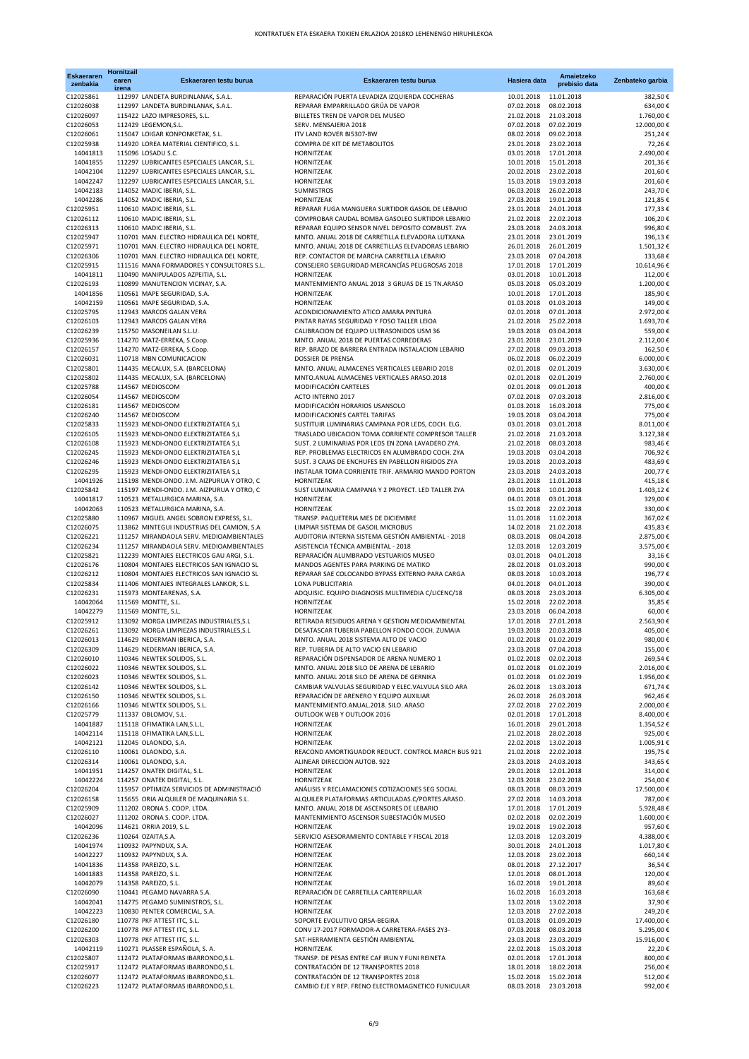# KONTRATUEN ETA ESKAERA TXIKIEN ERLAZIOA 2018KO LEHENENGO HIRUHILEKOA

| Eskaeraren zenbakia | Hornitzaileaern izena | Eskaeraren testu burua | Eskaeraren testu burua | Hasiera data | Amaietzeko prebisio data | Zenbateko garbia |
|---|---|---|---|---|---|---|
| C12025861 | 112997 | LANDETA BURDINLANAK, S.A.L. | REPARACIÓN PUERTA LEVADIZA IZQUIERDA COCHERAS | 10.01.2018 | 11.01.2018 | 382,50 € |
| C12026038 | 112997 | LANDETA BURDINLANAK, S.A.L. | REPARAR EMPARRILLADO GRÚA DE VAPOR | 07.02.2018 | 08.02.2018 | 634,00 € |
| C12026097 | 115422 | LAZO IMPRESORES, S.L. | BILLETES TREN DE VAPOR DEL MUSEO | 21.02.2018 | 21.03.2018 | 1.760,00 € |
| C12026053 | 112429 | LEGEMON,S.L. | SERV. MENSAJERIA 2018 | 07.02.2018 | 07.02.2019 | 12.000,00 € |
| C12026061 | 115047 | LOIGAR KONPONKETAK, S.L. | ITV LAND ROVER BI5307-BW | 08.02.2018 | 09.02.2018 | 251,24 € |
| C12025938 | 114920 | LOREA MATERIAL CIENTIFICO, S.L. | COMPRA DE KIT DE METABOLITOS | 23.01.2018 | 23.02.2018 | 72,26 € |
| 14041813 | 115096 | LOSADU S.C. | HORNITZEAK | 03.01.2018 | 17.01.2018 | 2.490,00 € |
| 14041855 | 112297 | LUBRICANTES ESPECIALES LANCAR, S.L. | HORNITZEAK | 10.01.2018 | 15.01.2018 | 201,36 € |
| 14042104 | 112297 | LUBRICANTES ESPECIALES LANCAR, S.L. | HORNITZEAK | 20.02.2018 | 23.02.2018 | 201,60 € |
| 14042247 | 112297 | LUBRICANTES ESPECIALES LANCAR, S.L. | HORNITZEAK | 15.03.2018 | 19.03.2018 | 201,60 € |
| 14042183 | 114052 | MADIC IBERIA, S.L. | SUMNISTROS | 06.03.2018 | 26.02.2018 | 243,70 € |
| 14042286 | 114052 | MADIC IBERIA, S.L. | HORNITZEAK | 27.03.2018 | 19.01.2018 | 121,85 € |
| C12025951 | 110610 | MADIC IBERIA, S.L. | REPARAR FUGA MANGUERA SURTIDOR GASOIL DE LEBARIO | 23.01.2018 | 24.01.2018 | 177,33 € |
| C12026112 | 110610 | MADIC IBERIA, S.L. | COMPROBAR CAUDAL BOMBA GASOLEO SURTIDOR LEBARIO | 21.02.2018 | 22.02.2018 | 106,20 € |
| C12026313 | 110610 | MADIC IBERIA, S.L. | REPARAR EQUIPO SENSOR NIVEL DEPOSITO COMBUST. ZYA | 23.03.2018 | 24.03.2018 | 996,80 € |
| C12025947 | 110701 | MAN. ELECTRO HIDRAULICA DEL NORTE, | MNTO. ANUAL 2018 DE CARRETILLA ELEVADORA LUTXANA | 23.01.2018 | 23.01.2019 | 196,13 € |
| C12025971 | 110701 | MAN. ELECTRO HIDRAULICA DEL NORTE, | MNTO. ANUAL 2018 DE CARRETILLAS ELEVADORAS LEBARIO | 26.01.2018 | 26.01.2019 | 1.501,32 € |
| C12026306 | 110701 | MAN. ELECTRO HIDRAULICA DEL NORTE, | REP. CONTACTOR DE MARCHA CARRETILLA LEBARIO | 23.03.2018 | 07.04.2018 | 133,68 € |
| C12025915 | 111516 | MANA FORMADORES Y CONSULTORES S.L. | CONSEJERO SERGURIDAD MERCANCÍAS PELIGROSAS 2018 | 17.01.2018 | 17.01.2019 | 10.614,96 € |
| 14041811 | 110490 | MANIPULADOS AZPEITIA, S.L. | HORNITZEAK | 03.01.2018 | 10.01.2018 | 112,00 € |
| C12026193 | 110899 | MANUTENCION VICINAY, S.A. | MANTENIMIENTO ANUAL 2018 3 GRUAS DE 15 TN.ARASO | 05.03.2018 | 05.03.2019 | 1.200,00 € |
| 14041856 | 110561 | MAPE SEGURIDAD, S.A. | HORNITZEAK | 10.01.2018 | 17.01.2018 | 185,90 € |
| 14042159 | 110561 | MAPE SEGURIDAD, S.A. | HORNITZEAK | 01.03.2018 | 01.03.2018 | 149,00 € |
| C12025795 | 112943 | MARCOS GALAN VERA | ACONDICIONAMIENTO ATICO AMARA PINTURA | 02.01.2018 | 07.01.2018 | 2.972,00 € |
| C12026103 | 112943 | MARCOS GALAN VERA | PINTAR RAYAS SEGURIDAD Y FOSO TALLER LEIOA | 21.02.2018 | 25.02.2018 | 1.693,70 € |
| C12026239 | 115750 | MASONEILAN S.L.U. | CALIBRACION DE EQUIPO ULTRASONIDOS USM 36 | 19.03.2018 | 03.04.2018 | 559,00 € |
| C12025936 | 114270 | MATZ-ERREKA, S.Coop. | MNTO. ANUAL 2018 DE PUERTAS CORREDERAS | 23.01.2018 | 23.01.2019 | 2.112,00 € |
| C12026157 | 114270 | MATZ-ERREKA, S.Coop. | REP. BRAZO DE BARRERA ENTRADA INSTALACION LEBARIO | 27.02.2018 | 09.03.2018 | 162,50 € |
| C12026031 | 110718 | MBN COMUNICACION | DOSSIER DE PRENSA | 06.02.2018 | 06.02.2019 | 6.000,00 € |
| C12025801 | 114435 | MECALUX, S.A. (BARCELONA) | MNTO. ANUAL ALMACENES VERTICALES LEBARIO 2018 | 02.01.2018 | 02.01.2019 | 3.630,00 € |
| C12025802 | 114435 | MECALUX, S.A. (BARCELONA) | MNTO.ANUAL ALMACENES VERTICALES ARASO.2018 | 02.01.2018 | 02.01.2019 | 2.760,00 € |
| C12025788 | 114567 | MEDIOSCOM | MODIFICACIÓN CARTELES | 02.01.2018 | 09.01.2018 | 400,00 € |
| C12026054 | 114567 | MEDIOSCOM | ACTO INTERNO 2017 | 07.02.2018 | 07.03.2018 | 2.816,00 € |
| C12026181 | 114567 | MEDIOSCOM | MODIFICACIÓN HORARIOS USANSOLO | 01.03.2018 | 16.03.2018 | 775,00 € |
| C12026240 | 114567 | MEDIOSCOM | MODIFICACIONES CARTEL TARIFAS | 19.03.2018 | 03.04.2018 | 775,00 € |
| C12025833 | 115923 | MENDI-ONDO ELEKTRIZITATEA S,L | SUSTITUIR LUMINARIAS CAMPANA POR LEDS, COCH. ELG. | 03.01.2018 | 03.01.2018 | 8.011,00 € |
| C12026105 | 115923 | MENDI-ONDO ELEKTRIZITATEA S,L | TRASLADO UBICACION TOMA CORRIENTE COMPRESOR TALLER | 21.02.2018 | 21.03.2018 | 3.127,38 € |
| C12026108 | 115923 | MENDI-ONDO ELEKTRIZITATEA S,L | SUST. 2 LUMINARIAS POR LEDS EN ZONA LAVADERO ZYA. | 21.02.2018 | 08.03.2018 | 983,46 € |
| C12026245 | 115923 | MENDI-ONDO ELEKTRIZITATEA S,L | REP. PROBLEMAS ELECTRICOS EN ALUMBRADO COCH. ZYA | 19.03.2018 | 03.04.2018 | 706,92 € |
| C12026246 | 115923 | MENDI-ONDO ELEKTRIZITATEA S,L | SUST. 3 CAJAS DE ENCHUFES EN PABELLON RIGIDOS ZYA | 19.03.2018 | 20.03.2018 | 483,69 € |
| C12026295 | 115923 | MENDI-ONDO ELEKTRIZITATEA S,L | INSTALAR TOMA CORRIENTE TRIF. ARMARIO MANDO PORTON | 23.03.2018 | 24.03.2018 | 200,77 € |
| 14041926 | 115198 | MENDI-ONDO. J.M. AIZPURUA Y OTRO, C | HORNITZEAK | 23.01.2018 | 11.01.2018 | 415,18 € |
| C12025842 | 115197 | MENDI-ONDO. J.M. AIZPURUA Y OTRO, C | SUST LUMINARIA CAMPANA Y 2 PROYECT. LED TALLER ZYA | 09.01.2018 | 10.01.2018 | 1.403,12 € |
| 14041817 | 110523 | METALURGICA MARINA, S.A. | HORNITZEAK | 04.01.2018 | 03.01.2018 | 329,00 € |
| 14042063 | 110523 | METALURGICA MARINA, S.A. | HORNITZEAK | 15.02.2018 | 22.02.2018 | 330,00 € |
| C12025880 | 110967 | MIGUEL ANGEL SOBRON EXPRESS, S.L. | TRANSP. PAQUETERIA MES DE DICIEMBRE | 11.01.2018 | 11.02.2018 | 367,02 € |
| C12026075 | 113862 | MINTEGUI INDUSTRIAS DEL CAMION, S.A | LIMPIAR SISTEMA DE GASOIL MICROBUS | 14.02.2018 | 21.02.2018 | 435,83 € |
| C12026221 | 111257 | MIRANDAOLA SERV. MEDIOAMBIENTALES | AUDITORIA INTERNA SISTEMA GESTIÓN AMBIENTAL - 2018 | 08.03.2018 | 08.04.2018 | 2.875,00 € |
| C12026234 | 111257 | MIRANDAOLA SERV. MEDIOAMBIENTALES | ASISTENCIA TÉCNICA AMBIENTAL - 2018 | 12.03.2018 | 12.03.2019 | 3.575,00 € |
| C12025821 | 112239 | MONTAJES ELECTRICOS GAU ARGI, S.L. | REPARACIÓN ALUMBRADO VESTUARIOS MUSEO | 03.01.2018 | 04.01.2018 | 33,16 € |
| C12026176 | 110804 | MONTAJES ELECTRICOS SAN IGNACIO SL | MANDOS AGENTES PARA PARKING DE MATIKO | 28.02.2018 | 01.03.2018 | 990,00 € |
| C12026212 | 110804 | MONTAJES ELECTRICOS SAN IGNACIO SL | REPARAR SAE COLOCANDO BYPASS EXTERNO PARA CARGA | 08.03.2018 | 10.03.2018 | 196,77 € |
| C12025834 | 111406 | MONTAJES INTEGRALES LANKOR, S.L. | LONA PUBLICITARIA | 04.01.2018 | 04.01.2018 | 390,00 € |
| C12026231 | 115973 | MONTEARENAS, S.A. | ADQUISIC. EQUIPO DIAGNOSIS MULTIMEDIA C/LICENC/18 | 08.03.2018 | 23.03.2018 | 6.305,00 € |
| 14042064 | 111569 | MONTTE, S.L. | HORNITZEAK | 15.02.2018 | 22.02.2018 | 35,85 € |
| 14042279 | 111569 | MONTTE, S.L. | HORNITZEAK | 23.03.2018 | 06.04.2018 | 60,00 € |
| C12025912 | 113092 | MORGA LIMPIEZAS INDUSTRIALES,S.L | RETIRADA RESIDUOS ARENA Y GESTION MEDIOAMBIENTAL | 17.01.2018 | 27.01.2018 | 2.563,90 € |
| C12026261 | 113092 | MORGA LIMPIEZAS INDUSTRIALES,S.L | DESATASCAR TUBERIA PABELLON FONDO COCH. ZUMAIA | 19.03.2018 | 20.03.2018 | 405,00 € |
| C12026013 | 114629 | NEDERMAN IBERICA, S.A. | MNTO. ANUAL 2018 SISTEMA ALTO DE VACIO | 01.02.2018 | 01.02.2019 | 980,00 € |
| C12026309 | 114629 | NEDERMAN IBERICA, S.A. | REP. TUBERIA DE ALTO VACIO EN LEBARIO | 23.03.2018 | 07.04.2018 | 155,00 € |
| C12026010 | 110346 | NEWTEK SOLIDOS, S.L. | REPARACIÓN DISPENSADOR DE ARENA NUMERO 1 | 01.02.2018 | 02.02.2018 | 269,54 € |
| C12026022 | 110346 | NEWTEK SOLIDOS, S.L. | MNTO. ANUAL 2018 SILO DE ARENA DE LEBARIO | 01.02.2018 | 01.02.2019 | 2.016,00 € |
| C12026023 | 110346 | NEWTEK SOLIDOS, S.L. | MNTO. ANUAL 2018 SILO DE ARENA DE GERNIKA | 01.02.2018 | 01.02.2019 | 1.956,00 € |
| C12026142 | 110346 | NEWTEK SOLIDOS, S.L. | CAMBIAR VALVULAS SEGURIDAD Y ELEC.VALVULA SILO ARA | 26.02.2018 | 13.03.2018 | 671,74 € |
| C12026150 | 110346 | NEWTEK SOLIDOS, S.L. | REPARACIÓN DE ARENERO Y EQUIPO AUXILIAR | 26.02.2018 | 26.03.2018 | 962,46 € |
| C12026166 | 110346 | NEWTEK SOLIDOS, S.L. | MANTENIMIENTO.ANUAL.2018. SILO. ARASO | 27.02.2018 | 27.02.2019 | 2.000,00 € |
| C12025779 | 111337 | OBLOMOV, S.L. | OUTLOOK WEB Y OUTLOOK 2016 | 02.01.2018 | 17.01.2018 | 8.400,00 € |
| 14041887 | 115118 | OFIMATIKA LAN,S.L.L. | HORNITZEAK | 16.01.2018 | 29.01.2018 | 1.354,52 € |
| 14042114 | 115118 | OFIMATIKA LAN,S.L.L. | HORNITZEAK | 21.02.2018 | 28.02.2018 | 925,00 € |
| 14042121 | 112045 | OLAONDO, S.A. | HORNITZEAK | 22.02.2018 | 13.02.2018 | 1.005,91 € |
| C12026110 | 110061 | OLAONDO, S.A. | REACOND AMORTIGUADOR REDUCT. CONTROL MARCH BUS 921 | 21.02.2018 | 22.02.2018 | 195,75 € |
| C12026314 | 110061 | OLAONDO, S.A. | ALINEAR DIRECCION AUTOB. 922 | 23.03.2018 | 24.03.2018 | 343,65 € |
| 14041951 | 114257 | ONATEK DIGITAL, S.L. | HORNITZEAK | 29.01.2018 | 12.01.2018 | 314,00 € |
| 14042224 | 114257 | ONATEK DIGITAL, S.L. | HORNITZEAK | 12.03.2018 | 23.02.2018 | 254,00 € |
| C12026204 | 115957 | OPTIMIZA SERVICIOS DE ADMINISTRACIÓ | ANÁLISIS Y RECLAMACIONES COTIZACIONES SEG SOCIAL | 08.03.2018 | 08.03.2019 | 17.500,00 € |
| C12026158 | 115655 | ORIA ALQUILER DE MAQUINARIA S.L. | ALQUILER PLATAFORMAS ARTICULADAS.C/PORTES.ARASO. | 27.02.2018 | 14.03.2018 | 787,00 € |
| C12025909 | 111202 | ORONA S. COOP. LTDA. | MNTO. ANUAL 2018 DE ASCENSORES DE LEBARIO | 17.01.2018 | 17.01.2019 | 5.928,48 € |
| C12026027 | 111202 | ORONA S. COOP. LTDA. | MANTENIMIENTO ASCENSOR SUBESTACIÓN MUSEO | 02.02.2018 | 02.02.2019 | 1.600,00 € |
| 14042096 | 114621 | ORRIA 2019, S.L. | HORNITZEAK | 19.02.2018 | 19.02.2018 | 957,60 € |
| C12026236 | 110264 | OZAITA,S.A. | SERVICIO ASESORAMIENTO CONTABLE Y FISCAL 2018 | 12.03.2018 | 12.03.2019 | 4.388,00 € |
| 14041974 | 110932 | PAPYNDUX, S.A. | HORNITZEAK | 30.01.2018 | 24.01.2018 | 1.017,80 € |
| 14042227 | 110932 | PAPYNDUX, S.A. | HORNITZEAK | 12.03.2018 | 23.02.2018 | 660,14 € |
| 14041836 | 114358 | PAREIZO, S.L. | HORNITZEAK | 08.01.2018 | 27.12.2017 | 36,54 € |
| 14041883 | 114358 | PAREIZO, S.L. | HORNITZEAK | 12.01.2018 | 08.01.2018 | 120,00 € |
| 14042079 | 114358 | PAREIZO, S.L. | HORNITZEAK | 16.02.2018 | 19.01.2018 | 89,60 € |
| C12026090 | 110441 | PEGAMO NAVARRA S.A. | REPARACIÓN DE CARRETILLA CARTERPILLAR | 16.02.2018 | 16.03.2018 | 163,68 € |
| 14042041 | 114775 | PEGAMO SUMINISTROS, S.L. | HORNITZEAK | 13.02.2018 | 13.02.2018 | 37,90 € |
| 14042223 | 110830 | PENTER COMERCIAL, S.A. | HORNITZEAK | 12.03.2018 | 27.02.2018 | 249,20 € |
| C12026180 | 110778 | PKF ATTEST ITC, S.L. | SOPORTE EVOLUTIVO QRSA-BEGIRA | 01.03.2018 | 01.09.2019 | 17.400,00 € |
| C12026200 | 110778 | PKF ATTEST ITC, S.L. | CONV 17-2017 FORMADOR-A CARRETERA-FASES 2Y3- | 07.03.2018 | 08.03.2018 | 5.295,00 € |
| C12026303 | 110778 | PKF ATTEST ITC, S.L. | SAT-HERRAMIENTA GESTIÓN AMBIENTAL | 23.03.2018 | 23.03.2019 | 15.916,00 € |
| 14042119 | 110271 | PLASSER ESPAÑOLA, S. A. | HORNITZEAK | 22.02.2018 | 15.03.2018 | 22,20 € |
| C12025807 | 112472 | PLATAFORMAS IBARRONDO,S.L. | TRANSP. DE PESAS ENTRE CAF IRUN Y FUNI REINETA | 02.01.2018 | 17.01.2018 | 800,00 € |
| C12025917 | 112472 | PLATAFORMAS IBARRONDO,S.L. | CONTRATACIÓN DE 12 TRANSPORTES 2018 | 18.01.2018 | 18.02.2018 | 256,00 € |
| C12026077 | 112472 | PLATAFORMAS IBARRONDO,S.L. | CONTRATACIÓN DE 12 TRANSPORTES 2018 | 15.02.2018 | 15.02.2018 | 512,00 € |
| C12026223 | 112472 | PLATAFORMAS IBARRONDO,S.L. | CAMBIO EJE Y REP. FRENO ELECTROMAGNETICO FUNICULAR | 08.03.2018 | 23.03.2018 | 992,00 € |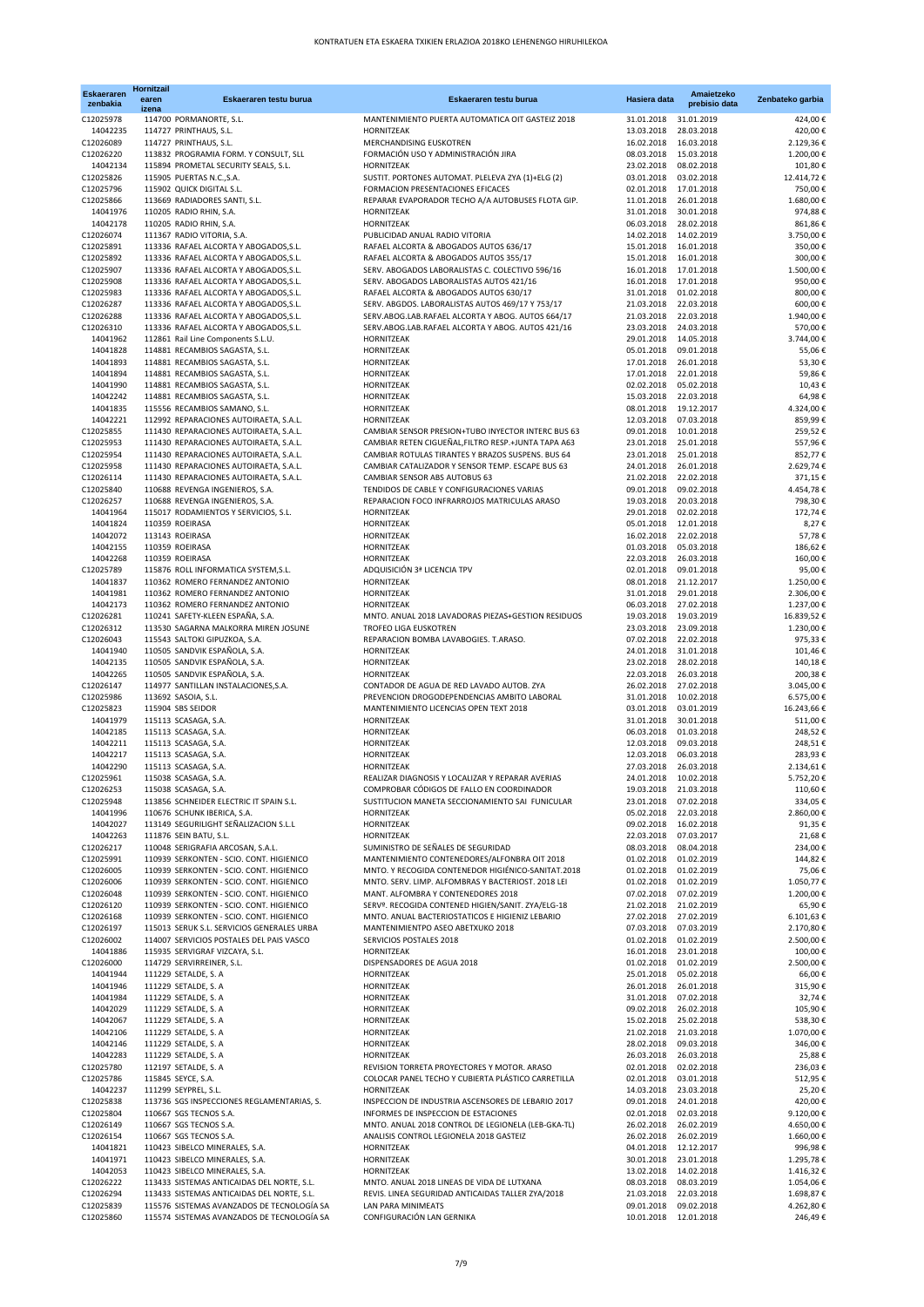# KONTRATUEN ETA ESKAERA TXIKIEN ERLAZIOA 2018KO LEHENENGO HIRUHILEKOA

| Eskaeraren zenbakia | Hornitzail earen izena | Eskaeraren testu burua | Eskaeraren testu burua | Hasiera data | Amaietzeko prebisio data | Zenbateko garbia |
|---|---|---|---|---|---|---|
| C12025978 | 114700 | PORMANORTE, S.L. | MANTENIMIENTO PUERTA AUTOMATICA OIT GASTEIZ 2018 | 31.01.2018 | 31.01.2019 | 424,00 € |
| 14042235 | 114727 | PRINTHAUS, S.L. | HORNITZEAK | 13.03.2018 | 28.03.2018 | 420,00 € |
| C12026089 | 114727 | PRINTHAUS, S.L. | MERCHANDISING EUSKOTREN | 16.02.2018 | 16.03.2018 | 2.129,36 € |
| C12026220 | 113832 | PROGRAMIA FORM. Y CONSULT, SLL | FORMACIÓN USO Y ADMINISTRACIÓN JIRA | 08.03.2018 | 15.03.2018 | 1.200,00 € |
| 14042134 | 115894 | PROMETAL SECURITY SEALS, S.L. | HORNITZEAK | 23.02.2018 | 08.02.2018 | 101,80 € |
| C12025826 | 115905 | PUERTAS N.C.,S.A. | SUSTIT. PORTONES AUTOMAT. PLELEVA ZYA (1)+ELG (2) | 03.01.2018 | 03.02.2018 | 12.414,72 € |
| C12025796 | 115902 | QUICK DIGITAL S.L. | FORMACION PRESENTACIONES EFICACES | 02.01.2018 | 17.01.2018 | 750,00 € |
| C12025866 | 113669 | RADIADORES SANTI, S.L. | REPARAR EVAPORADOR TECHO A/A AUTOBUSES FLOTA GIP. | 11.01.2018 | 26.01.2018 | 1.680,00 € |
| 14041976 | 110205 | RADIO RHIN, S.A. | HORNITZEAK | 31.01.2018 | 30.01.2018 | 974,88 € |
| 14042178 | 110205 | RADIO RHIN, S.A. | HORNITZEAK | 06.03.2018 | 28.02.2018 | 861,86 € |
| C12026074 | 111367 | RADIO VITORIA, S.A. | PUBLICIDAD ANUAL RADIO VITORIA | 14.02.2018 | 14.02.2019 | 3.750,00 € |
| C12025891 | 113336 | RAFAEL ALCORTA Y ABOGADOS,S.L. | RAFAEL ALCORTA & ABOGADOS AUTOS 636/17 | 15.01.2018 | 16.01.2018 | 350,00 € |
| C12025892 | 113336 | RAFAEL ALCORTA Y ABOGADOS,S.L. | RAFAEL ALCORTA & ABOGADOS AUTOS 355/17 | 15.01.2018 | 16.01.2018 | 300,00 € |
| C12025907 | 113336 | RAFAEL ALCORTA Y ABOGADOS,S.L. | SERV. ABOGADOS LABORALISTAS C. COLECTIVO 596/16 | 16.01.2018 | 17.01.2018 | 1.500,00 € |
| C12025908 | 113336 | RAFAEL ALCORTA Y ABOGADOS,S.L. | SERV. ABOGADOS LABORALISTAS AUTOS 421/16 | 16.01.2018 | 17.01.2018 | 950,00 € |
| C12025983 | 113336 | RAFAEL ALCORTA Y ABOGADOS,S.L. | RAFAEL ALCORTA & ABOGADOS AUTOS 630/17 | 31.01.2018 | 01.02.2018 | 800,00 € |
| C12026287 | 113336 | RAFAEL ALCORTA Y ABOGADOS,S.L. | SERV. ABGDOS. LABORALISTAS AUTOS 469/17 Y 753/17 | 21.03.2018 | 22.03.2018 | 600,00 € |
| C12026288 | 113336 | RAFAEL ALCORTA Y ABOGADOS,S.L. | SERV.ABOG.LAB.RAFAEL ALCORTA Y ABOG. AUTOS 664/17 | 21.03.2018 | 22.03.2018 | 1.940,00 € |
| C12026310 | 113336 | RAFAEL ALCORTA Y ABOGADOS,S.L. | SERV.ABOG.LAB.RAFAEL ALCORTA Y ABOG. AUTOS 421/16 | 23.03.2018 | 24.03.2018 | 570,00 € |
| 14041962 | 112861 | Rail Line Components S.L.U. | HORNITZEAK | 29.01.2018 | 14.05.2018 | 3.744,00 € |
| 14041828 | 114881 | RECAMBIOS SAGASTA, S.L. | HORNITZEAK | 05.01.2018 | 09.01.2018 | 55,06 € |
| 14041893 | 114881 | RECAMBIOS SAGASTA, S.L. | HORNITZEAK | 17.01.2018 | 26.01.2018 | 53,30 € |
| 14041894 | 114881 | RECAMBIOS SAGASTA, S.L. | HORNITZEAK | 17.01.2018 | 22.01.2018 | 59,86 € |
| 14041990 | 114881 | RECAMBIOS SAGASTA, S.L. | HORNITZEAK | 02.02.2018 | 05.02.2018 | 10,43 € |
| 14042242 | 114881 | RECAMBIOS SAGASTA, S.L. | HORNITZEAK | 15.03.2018 | 22.03.2018 | 64,98 € |
| 14041835 | 115556 | RECAMBIOS SAMANO, S.L. | HORNITZEAK | 08.01.2018 | 19.12.2017 | 4.324,00 € |
| 14042221 | 112992 | REPARACIONES AUTOIRAETA, S.A.L. | HORNITZEAK | 12.03.2018 | 07.03.2018 | 859,99 € |
| C12025855 | 111430 | REPARACIONES AUTOIRAETA, S.A.L. | CAMBIAR SENSOR PRESION+TUBO INYECTOR INTERC BUS 63 | 09.01.2018 | 10.01.2018 | 259,52 € |
| C12025953 | 111430 | REPARACIONES AUTOIRAETA, S.A.L. | CAMBIAR RETEN CIGUEÑAL,FILTRO RESP.+JUNTA TAPA A63 | 23.01.2018 | 25.01.2018 | 557,96 € |
| C12025954 | 111430 | REPARACIONES AUTOIRAETA, S.A.L. | CAMBIAR ROTULAS TIRANTES Y BRAZOS SUSPENS. BUS 64 | 23.01.2018 | 25.01.2018 | 852,77 € |
| C12025958 | 111430 | REPARACIONES AUTOIRAETA, S.A.L. | CAMBIAR CATALIZADOR Y SENSOR TEMP. ESCAPE BUS 63 | 24.01.2018 | 26.01.2018 | 2.629,74 € |
| C12026114 | 111430 | REPARACIONES AUTOIRAETA, S.A.L. | CAMBIAR SENSOR ABS AUTOBUS 63 | 21.02.2018 | 22.02.2018 | 371,15 € |
| C12025840 | 110688 | REVENGA INGENIEROS, S.A. | TENDIDOS DE CABLE Y CONFIGURACIONES VARIAS | 09.01.2018 | 09.02.2018 | 4.454,78 € |
| C12026257 | 110688 | REVENGA INGENIEROS, S.A. | REPARACION FOCO INFRARROJOS MATRICULAS ARASO | 19.03.2018 | 20.03.2018 | 798,30 € |
| 14041964 | 115017 | RODAMIENTOS Y SERVICIOS, S.L. | HORNITZEAK | 29.01.2018 | 02.02.2018 | 172,74 € |
| 14041824 | 110359 | ROEIRASA | HORNITZEAK | 05.01.2018 | 12.01.2018 | 8,27 € |
| 14042072 | 113143 | ROEIRASA | HORNITZEAK | 16.02.2018 | 22.02.2018 | 57,78 € |
| 14042155 | 110359 | ROEIRASA | HORNITZEAK | 01.03.2018 | 05.03.2018 | 186,62 € |
| 14042268 | 110359 | ROEIRASA | HORNITZEAK | 22.03.2018 | 26.03.2018 | 160,00 € |
| C12025789 | 115876 | ROLL INFORMATICA SYSTEM,S.L. | ADQUISICIÓN 3ª LICENCIA TPV | 02.01.2018 | 09.01.2018 | 95,00 € |
| 14041837 | 110362 | ROMERO FERNANDEZ ANTONIO | HORNITZEAK | 08.01.2018 | 21.12.2017 | 1.250,00 € |
| 14041981 | 110362 | ROMERO FERNANDEZ ANTONIO | HORNITZEAK | 31.01.2018 | 29.01.2018 | 2.306,00 € |
| 14042173 | 110362 | ROMERO FERNANDEZ ANTONIO | HORNITZEAK | 06.03.2018 | 27.02.2018 | 1.237,00 € |
| C12026281 | 110241 | SAFETY-KLEEN ESPAÑA, S.A. | MNTO. ANUAL 2018 LAVADORAS PIEZAS+GESTION RESIDUOS | 19.03.2018 | 19.03.2019 | 16.839,52 € |
| C12026312 | 113530 | SAGARNA MALKORRA MIREN JOSUNE | TROFEO LIGA EUSKOTREN | 23.03.2018 | 23.09.2018 | 1.230,00 € |
| C12026043 | 115543 | SALTOKI GIPUZKOA, S.A. | REPARACION BOMBA LAVABOGIES. T.ARASO. | 07.02.2018 | 22.02.2018 | 975,33 € |
| 14041940 | 110505 | SANDVIK ESPAÑOLA, S.A. | HORNITZEAK | 24.01.2018 | 31.01.2018 | 101,46 € |
| 14042135 | 110505 | SANDVIK ESPAÑOLA, S.A. | HORNITZEAK | 23.02.2018 | 28.02.2018 | 140,18 € |
| 14042265 | 110505 | SANDVIK ESPAÑOLA, S.A. | HORNITZEAK | 22.03.2018 | 26.03.2018 | 200,38 € |
| C12026147 | 114977 | SANTILLAN INSTALACIONES,S.A. | CONTADOR DE AGUA DE RED LAVADO AUTOB. ZYA | 26.02.2018 | 27.02.2018 | 3.045,00 € |
| C12025986 | 113692 | SASOIA, S.L. | PREVENCION DROGODEPENDENCIAS AMBITO LABORAL | 31.01.2018 | 10.02.2018 | 6.575,00 € |
| C12025823 | 115904 | SBS SEIDOR | MANTENIMIENTO LICENCIAS OPEN TEXT 2018 | 03.01.2018 | 03.01.2019 | 16.243,66 € |
| 14041979 | 115113 | SCASAGA, S.A. | HORNITZEAK | 31.01.2018 | 30.01.2018 | 511,00 € |
| 14042185 | 115113 | SCASAGA, S.A. | HORNITZEAK | 06.03.2018 | 01.03.2018 | 248,52 € |
| 14042211 | 115113 | SCASAGA, S.A. | HORNITZEAK | 12.03.2018 | 09.03.2018 | 248,51 € |
| 14042217 | 115113 | SCASAGA, S.A. | HORNITZEAK | 12.03.2018 | 06.03.2018 | 283,93 € |
| 14042290 | 115113 | SCASAGA, S.A. | HORNITZEAK | 27.03.2018 | 26.03.2018 | 2.134,61 € |
| C12025961 | 115038 | SCASAGA, S.A. | REALIZAR DIAGNOSIS Y LOCALIZAR Y REPARAR AVERIAS | 24.01.2018 | 10.02.2018 | 5.752,20 € |
| C12026253 | 115038 | SCASAGA, S.A. | COMPROBAR CÓDIGOS DE FALLO EN COORDINADOR | 19.03.2018 | 21.03.2018 | 110,60 € |
| C12025948 | 113856 | SCHNEIDER ELECTRIC IT SPAIN S.L. | SUSTITUCION MANETA SECCIONAMIENTO SAI FUNICULAR | 23.01.2018 | 07.02.2018 | 334,05 € |
| 14041996 | 110676 | SCHUNK IBERICA, S.A. | HORNITZEAK | 05.02.2018 | 22.03.2018 | 2.860,00 € |
| 14042027 | 113149 | SEGURILIGHT SEÑALIZACION S.L.L | HORNITZEAK | 09.02.2018 | 16.02.2018 | 91,35 € |
| 14042263 | 111876 | SEIN BATU, S.L. | HORNITZEAK | 22.03.2018 | 07.03.2017 | 21,68 € |
| C12026217 | 110048 | SERIGRAFIA ARCOSAN, S.A.L. | SUMINISTRO DE SEÑALES DE SEGURIDAD | 08.03.2018 | 08.04.2018 | 234,00 € |
| C12025991 | 110939 | SERKONTEN - SCIO. CONT. HIGIENICO | MANTENIMIENTO CONTENEDORES/ALFONBRA OIT 2018 | 01.02.2018 | 01.02.2019 | 144,82 € |
| C12026005 | 110939 | SERKONTEN - SCIO. CONT. HIGIENICO | MNTO. Y RECOGIDA CONTENEDOR HIGIÉNICO-SANITAT.2018 | 01.02.2018 | 01.02.2019 | 75,06 € |
| C12026006 | 110939 | SERKONTEN - SCIO. CONT. HIGIENICO | MNTO. SERV. LIMP. ALFOMBRAS Y BACTERIOST. 2018 LEI | 01.02.2018 | 01.02.2019 | 1.050,77 € |
| C12026048 | 110939 | SERKONTEN - SCIO. CONT. HIGIENICO | MANT. ALFOMBRA Y CONTENEDORES 2018 | 07.02.2018 | 07.02.2019 | 1.200,00 € |
| C12026120 | 110939 | SERKONTEN - SCIO. CONT. HIGIENICO | SERVº. RECOGIDA CONTENED HIGIEN/SANIT. ZYA/ELG-18 | 21.02.2018 | 21.02.2019 | 65,90 € |
| C12026168 | 110939 | SERKONTEN - SCIO. CONT. HIGIENICO | MNTO. ANUAL BACTERIOSTATICOS E HIGIENIZ LEBARIO | 27.02.2018 | 27.02.2019 | 6.101,63 € |
| C12026197 | 115013 | SERUK S.L. SERVICIOS GENERALES URBA | MANTENIMIENTPO ASEO ABETXUKO 2018 | 07.03.2018 | 07.03.2019 | 2.170,80 € |
| C12026002 | 114007 | SERVICIOS POSTALES DEL PAIS VASCO | SERVICIOS POSTALES 2018 | 01.02.2018 | 01.02.2019 | 2.500,00 € |
| 14041886 | 115935 | SERVIGRAF VIZCAYA, S.L. | HORNITZEAK | 16.01.2018 | 23.01.2018 | 100,00 € |
| C12026000 | 114729 | SERVIRREINER, S.L. | DISPENSADORES DE AGUA 2018 | 01.02.2018 | 01.02.2019 | 2.500,00 € |
| 14041944 | 111229 | SETALDE, S. A | HORNITZEAK | 25.01.2018 | 05.02.2018 | 66,00 € |
| 14041946 | 111229 | SETALDE, S. A | HORNITZEAK | 26.01.2018 | 26.01.2018 | 315,90 € |
| 14041984 | 111229 | SETALDE, S. A | HORNITZEAK | 31.01.2018 | 07.02.2018 | 32,74 € |
| 14042029 | 111229 | SETALDE, S. A | HORNITZEAK | 09.02.2018 | 26.02.2018 | 105,90 € |
| 14042067 | 111229 | SETALDE, S. A | HORNITZEAK | 15.02.2018 | 25.02.2018 | 538,30 € |
| 14042106 | 111229 | SETALDE, S. A | HORNITZEAK | 21.02.2018 | 21.03.2018 | 1.070,00 € |
| 14042146 | 111229 | SETALDE, S. A | HORNITZEAK | 28.02.2018 | 09.03.2018 | 346,00 € |
| 14042283 | 111229 | SETALDE, S. A | HORNITZEAK | 26.03.2018 | 26.03.2018 | 25,88 € |
| C12025780 | 112197 | SETALDE, S. A | REVISION TORRETA PROYECTORES Y MOTOR. ARASO | 02.01.2018 | 02.02.2018 | 236,03 € |
| C12025786 | 115845 | SEYCE, S.A. | COLOCAR PANEL TECHO Y CUBIERTA PLÁSTICO CARRETILLA | 02.01.2018 | 03.01.2018 | 512,95 € |
| 14042237 | 111299 | SEYPREL, S.L. | HORNITZEAK | 14.03.2018 | 23.03.2018 | 25,20 € |
| C12025838 | 113736 | SGS INSPECCIONES REGLAMENTARIAS, S. | INSPECCION DE INDUSTRIA ASCENSORES DE LEBARIO 2017 | 09.01.2018 | 24.01.2018 | 420,00 € |
| C12025804 | 110667 | SGS TECNOS S.A. | INFORMES DE INSPECCION DE ESTACIONES | 02.01.2018 | 02.03.2018 | 9.120,00 € |
| C12026149 | 110667 | SGS TECNOS S.A. | MNTO. ANUAL 2018 CONTROL DE LEGIONELA (LEB-GKA-TL) | 26.02.2018 | 26.02.2019 | 4.650,00 € |
| C12026154 | 110667 | SGS TECNOS S.A. | ANALISIS CONTROL LEGIONELA 2018 GASTEIZ | 26.02.2018 | 26.02.2019 | 1.660,00 € |
| 14041821 | 110423 | SIBELCO MINERALES, S.A. | HORNITZEAK | 04.01.2018 | 12.12.2017 | 996,98 € |
| 14041971 | 110423 | SIBELCO MINERALES, S.A. | HORNITZEAK | 30.01.2018 | 23.01.2018 | 1.295,78 € |
| 14042053 | 110423 | SIBELCO MINERALES, S.A. | HORNITZEAK | 13.02.2018 | 14.02.2018 | 1.416,32 € |
| C12026222 | 113433 | SISTEMAS ANTICAIDAS DEL NORTE, S.L. | MNTO. ANUAL 2018 LINEAS DE VIDA DE LUTXANA | 08.03.2018 | 08.03.2019 | 1.054,06 € |
| C12026294 | 113433 | SISTEMAS ANTICAIDAS DEL NORTE, S.L. | REVIS. LINEA SEGURIDAD ANTICAIDAS TALLER ZYA/2018 | 21.03.2018 | 22.03.2018 | 1.698,87 € |
| C12025839 | 115576 | SISTEMAS AVANZADOS DE TECNOLOGÍA SA | LAN PARA MINIMEATS | 09.01.2018 | 09.02.2018 | 4.262,80 € |
| C12025860 | 115574 | SISTEMAS AVANZADOS DE TECNOLOGÍA SA | CONFIGURACIÓN LAN GERNIKA | 10.01.2018 | 12.01.2018 | 246,49 € |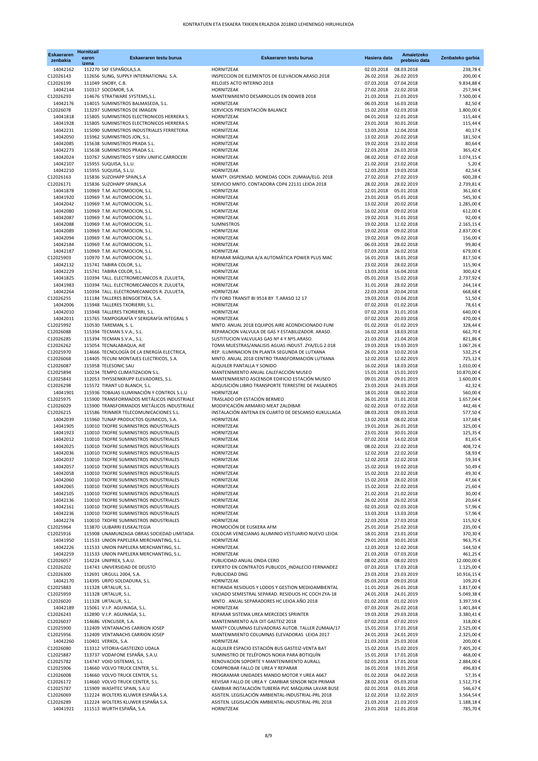# KONTRATUEN ETA ESKAERA TXIKIEN ERLAZIOA 2018KO LEHENENGO HIRUHILEKOA

| Eskaeraren zenbakia | Hornitzail earen izena | Eskaeraren testu burua | Eskaeraren testu burua | Hasiera data | Amaietzeko prebisio data | Zenbateko garbia |
|---|---|---|---|---|---|---|
| 14042162 | 112270 | SKF ESPAÑOLA,S.A. | HORNITZEAK | 02.03.2018 | 08.03.2018 | 238,78 € |
| C12026143 | 112656 | SLING, SUPPLY INTERNATIONAL S.A. | INSPECCION DE ELEMENTOS DE ELEVACION.ARASO.2018 | 26.02.2018 | 26.02.2019 | 200,00 € |
| C12026199 | 111049 | SNOBY, C.B. | RELOJES ACTO INTERNO 2018 | 07.03.2018 | 07.04.2018 | 9.834,88 € |
| 14042144 | 110317 | SOCOMOR, S.A. | HORNITZEAK | 27.02.2018 | 22.02.2018 | 257,94 € |
| C12026293 | 114676 | STRATWARE SYSTEMS,S.L. | MANTENIMIENTO DESARROLLOS EN DDWEB 2018 | 21.03.2018 | 21.03.2019 | 7.500,00 € |
| 14042176 | 114015 | SUMINISTROS BALMASEDA, S.L. | HORNITZEAK | 06.03.2018 | 16.03.2018 | 82,50 € |
| C12026078 | 113297 | SUMINISTROS DE IMAGEN | SERVICIOS PRESENTACIÓN BALANCE | 15.02.2018 | 02.03.2018 | 1.800,00 € |
| 14041818 | 115805 | SUMINISTROS ELECTRONICOS HERRERA S. | HORNITZEAK | 04.01.2018 | 12.01.2018 | 115,44 € |
| 14041928 | 115805 | SUMINISTROS ELECTRONICOS HERRERA S. | HORNITZEAK | 23.01.2018 | 30.01.2018 | 115,44 € |
| 14042231 | 115090 | SUMINISTROS INDUSTRIALES FERRETERIA | HORNITZEAK | 13.03.2018 | 12.04.2018 | 40,17 € |
| 14042050 | 115962 | SUMINISTROS JON, S.L. | HORNITZEAK | 13.02.2018 | 20.02.2018 | 181,50 € |
| 14042085 | 115638 | SUMINISTROS PRADA S.L. | HORNITZEAK | 19.02.2018 | 23.02.2018 | 80,64 € |
| 14042273 | 115638 | SUMINISTROS PRADA S.L. | HORNITZEAK | 22.03.2018 | 26.03.2018 | 365,42 € |
| 14042024 | 110767 | SUMINISTROS Y SERV.UNIFIC.CARROCERI | HORNITZEAK | 08.02.2018 | 07.02.2018 | 1.074,15 € |
| 14042107 | 115955 | SUQUISA, S.L.U. | HORNITZEAK | 21.02.2018 | 23.02.2018 | 5,20 € |
| 14042210 | 115955 | SUQUISA, S.L.U. | HORNITZEAK | 12.03.2018 | 19.03.2018 | 42,54 € |
| C12026163 | 115836 | SUZOHAPP SPAIN,S.A | MANTº. DISPENSAD. MONEDAS COCH. ZUMAIA/ELG. 2018 | 27.02.2018 | 27.02.2019 | 600,28 € |
| C12026171 | 115836 | SUZOHAPP SPAIN,S.A | SERVICIO MNTO. CONTADORA CDP4 22131 LEIOA 2018 | 28.02.2018 | 28.02.2019 | 2.739,81 € |
| 14041878 | 110969 | T.M. AUTOMOCION, S.L. | HORNITZEAK | 12.01.2018 | 05.01.2018 | 361,60 € |
| 14041920 | 110969 | T.M. AUTOMOCION, S.L. | HORNITZEAK | 23.01.2018 | 05.01.2018 | 545,30 € |
| 14042042 | 110969 | T.M. AUTOMOCION, S.L. | HORNITZEAK | 13.02.2018 | 20.02.2018 | 1.285,00 € |
| 14042080 | 110969 | T.M. AUTOMOCION, S.L. | HORNITZEAK | 16.02.2018 | 09.02.2018 | 612,00 € |
| 14042087 | 110969 | T.M. AUTOMOCION, S.L. | HORNITZEAK | 19.02.2018 | 31.01.2018 | 92,00 € |
| 14042088 | 110969 | T.M. AUTOMOCION, S.L. | SUMNISTROS | 19.02.2018 | 12.02.2018 | 2.165,15 € |
| 14042089 | 110969 | T.M. AUTOMOCION, S.L. | HORNITZEAK | 19.02.2018 | 09.02.2018 | 2.837,00 € |
| 14042094 | 110969 | T.M. AUTOMOCION, S.L. | HORNITZEAK | 19.02.2018 | 09.02.2018 | 156,00 € |
| 14042184 | 110969 | T.M. AUTOMOCION, S.L. | HORNITZEAK | 06.03.2018 | 28.02.2018 | 99,80 € |
| 14042187 | 110969 | T.M. AUTOMOCION, S.L. | HORNITZEAK | 07.03.2018 | 26.02.2018 | 679,00 € |
| C12025903 | 110970 | T.M. AUTOMOCION, S.L. | REPARAR MÁQUINA A/A AUTOMÁTICA POWER PLUS MAC | 16.01.2018 | 18.01.2018 | 817,50 € |
| 14042132 | 115741 | TABIRA COLOR, S.L. | HORNITZEAK | 23.02.2018 | 28.02.2018 | 115,90 € |
| 14042229 | 115741 | TABIRA COLOR, S.L. | HORNITZEAK | 13.03.2018 | 16.04.2018 | 300,42 € |
| 14041825 | 110394 | TALL. ELECTROMECANICOS R. ZULUETA, | HORNITZEAK | 05.01.2018 | 15.02.2018 | 2.737,92 € |
| 14041983 | 110394 | TALL. ELECTROMECANICOS R. ZULUETA, | HORNITZEAK | 31.01.2018 | 28.02.2018 | 244,14 € |
| 14042264 | 110394 | TALL. ELECTROMECANICOS R. ZULUETA, | HORNITZEAK | 22.03.2018 | 20.04.2018 | 668,68 € |
| C12026255 | 111184 | TALLERES BENGOETXEA, S.A. | ITV FORD TRANSIT BI 9514 BY T.ARASO 12 17 | 19.03.2018 | 03.04.2018 | 51,50 € |
| 14042006 | 115948 | TALLERES TXORIERRI, S.L. | HORNITZEAK | 07.02.2018 | 01.02.2018 | 78,61 € |
| 14042010 | 115948 | TALLERES TXORIERRI, S.L. | HORNITZEAK | 07.02.2018 | 31.01.2018 | 640,00 € |
| 14042011 | 115765 | TAMPOGRAFÍA Y SERIGRAFÍA INTEGRAL S | HORNITZEAK | 07.02.2018 | 20.03.2018 | 470,00 € |
| C12025992 | 110530 | TAREMAN, S. L. | MNTO. ANUAL 2018 EQUIPOS AIRE ACONDICIONADO FUNI | 01.02.2018 | 01.02.2019 | 328,44 € |
| C12026088 | 115394 | TECMAN S.V.A., S.L. | REPARACION VALVULA DE GAS Y ESTABILIZADOR. ARASO. | 16.02.2018 | 18.03.2018 | 662,70 € |
| C12026285 | 115394 | TECMAN S.V.A., S.L. | SUSTITUCION VALVULAS GAS Nº 4 Y Nº5.ARASO. | 21.03.2018 | 21.04.2018 | 821,86 € |
| C12026262 | 115054 | TECNALABAQUA, AIE | TOMA MUESTRAS/ANALISIS AGUAS INDUST. ZYA/ELG 2.018 | 19.03.2018 | 19.03.2019 | 1.067,26 € |
| C12025970 | 114666 | TECNOLOGÍA DE LA ENERGÍA ELECTRICA, | REP. ILUMINACION EN PLANTA SEGUNDA DE LUTXANA | 26.01.2018 | 10.02.2018 | 532,25 € |
| C12026068 | 114405 | TECUNI MONTAJES ELECTRICOS, S.A. | MNTO. ANUAL 2018 CENTRO TRANSFORMACION LUTXANA | 12.02.2018 | 12.02.2019 | 725,12 € |
| C12026087 | 115958 | TELESONIC SAU | ALQUILER PANTALLA Y SONIDO | 16.02.2018 | 18.03.2018 | 1.010,00 € |
| C12025894 | 110234 | TEMPO CLIMATIZACION S.L. | MANTENIMIENTO ANUAL CALEFACCIÓN MUSEO | 15.01.2018 | 15.01.2019 | 10.870,00 € |
| C12025843 | 112053 | THYSSENKRUPP ELEVADORES, S.L. | MANTENIMIENTO ASCENSOR EDIFICIO ESTACIÓN MUSEO | 09.01.2018 | 09.01.2019 | 1.600,00 € |
| C12026298 | 115572 | TIRANT LO BLANCH, S.L. | ADQUSICIÓN LIBRO TRANSPORTE TERRESTRE DE PASAJEROS | 23.03.2018 | 24.03.2018 | 42,32 € |
| 14041901 | 115936 | TOBAJAS ILUMINACIÓN Y CONTROL S.L.U | HORNITZEAK | 18.01.2018 | 08.02.2018 | 560,00 € |
| C12025975 | 115900 | TRANSFORMADOS METÁLICOS INDUSTRIALE | TRASLADO OPI ESTACIÓN BERMEO | 26.01.2018 | 31.01.2018 | 1.657,04 € |
| C12026029 | 115900 | TRANSFORMADOS METÁLICOS INDUSTRIALE | MODIFICACIÓN ARMARIO MEAT ZALDIBAR | 02.02.2018 | 07.02.2018 | 442,46 € |
| C12026215 | 115586 | TRINMER TELECOMUNICACIONES S.L. | INSTALACIÓN ANTENA EN CUARTO DE DESCANSO KUKULLAGA | 08.03.2018 | 09.03.2018 | 577,50 € |
| 14042039 | 115960 | TUNAP PRODUCTOS QUIMICOS, S.A. | HORNITZEAK | 13.02.2018 | 08.02.2018 | 137,68 € |
| 14041905 | 110010 | TXOFRE SUMINISTROS INDUSTRIALES | HORNITZEAK | 19.01.2018 | 26.01.2018 | 325,00 € |
| 14041923 | 110010 | TXOFRE SUMINISTROS INDUSTRIALES | HORNITZEAK | 23.01.2018 | 30.01.2018 | 125,35 € |
| 14042012 | 110010 | TXOFRE SUMINISTROS INDUSTRIALES | HORNITZEAK | 07.02.2018 | 14.02.2018 | 81,65 € |
| 14042025 | 110010 | TXOFRE SUMINISTROS INDUSTRIALES | HORNITZEAK | 08.02.2018 | 22.02.2018 | 408,72 € |
| 14042036 | 110010 | TXOFRE SUMINISTROS INDUSTRIALES | HORNITZEAK | 12.02.2018 | 22.02.2018 | 58,93 € |
| 14042037 | 110010 | TXOFRE SUMINISTROS INDUSTRIALES | HORNITZEAK | 12.02.2018 | 22.02.2018 | 59,34 € |
| 14042057 | 110010 | TXOFRE SUMINISTROS INDUSTRIALES | HORNITZEAK | 15.02.2018 | 19.02.2018 | 50,49 € |
| 14042058 | 110010 | TXOFRE SUMINISTROS INDUSTRIALES | HORNITZEAK | 15.02.2018 | 22.02.2018 | 49,30 € |
| 14042060 | 110010 | TXOFRE SUMINISTROS INDUSTRIALES | HORNITZEAK | 15.02.2018 | 28.02.2018 | 47,66 € |
| 14042065 | 110010 | TXOFRE SUMINISTROS INDUSTRIALES | HORNITZEAK | 15.02.2018 | 22.02.2018 | 25,60 € |
| 14042105 | 110010 | TXOFRE SUMINISTROS INDUSTRIALES | HORNITZEAK | 21.02.2018 | 21.02.2018 | 30,00 € |
| 14042136 | 110010 | TXOFRE SUMINISTROS INDUSTRIALES | HORNITZEAK | 26.02.2018 | 26.02.2018 | 20,64 € |
| 14042161 | 110010 | TXOFRE SUMINISTROS INDUSTRIALES | HORNITZEAK | 02.03.2018 | 02.03.2018 | 57,96 € |
| 14042236 | 110010 | TXOFRE SUMINISTROS INDUSTRIALES | HORNITZEAK | 13.03.2018 | 13.03.2018 | 57,96 € |
| 14042274 | 110010 | TXOFRE SUMINISTROS INDUSTRIALES | HORNITZEAK | 22.03.2018 | 27.03.2018 | 115,92 € |
| C12025964 | 113870 | ULIBARRI EUSKALTEGIA | PROMOCIÓN DE EUSKERA AFM | 25.01.2018 | 25.02.2018 | 235,00 € |
| C12025916 | 115908 | UNAMUNZAGA OBRAS SOCIEDAD LIMITADA | COLOCAR VENECIANAS ALUMINIO VESTUARIO NUEVO LEIOA | 18.01.2018 | 23.01.2018 | 370,30 € |
| 14041950 | 111533 | UNION PAPELERA MERCHANTING, S.L. | HORNITZEAK | 29.01.2018 | 30.01.2018 | 963,75 € |
| 14042226 | 111533 | UNION PAPELERA MERCHANTING, S.L. | HORNITZEAK | 12.03.2018 | 12.02.2018 | 144,50 € |
| 14042259 | 111533 | UNION PAPELERA MERCHANTING, S.L. | HORNITZEAK | 21.03.2018 | 07.03.2018 | 461,25 € |
| C12026057 | 114224 | UNIPREX, S.A.U. | PUBLICIDAD ANUAL ONDA CERO | 08.02.2018 | 08.02.2019 | 12.000,00 € |
| C12026202 | 114743 | UNIVERSIDAD DE DEUSTO | EXPERTO EN CONTRATOS PUBLICOS_INDALECIO FERNANDEZ | 07.03.2018 | 17.03.2018 | 1.125,00 € |
| C12026300 | 112691 | URGULL 2004, S.A. | PUBLICIDAD DNG | 23.03.2018 | 23.03.2019 | 10.916,15 € |
| 14042170 | 114395 | URPO SOLDADURA, S.L. | HORNITZEAK | 05.03.2018 | 09.03.2018 | 109,20 € |
| C12025883 | 111328 | URTALUR, S.L. | RETIRADA RESIDUOS Y LODOS Y GESTION MEDIOAMBIENTAL | 11.01.2018 | 26.01.2018 | 1.817,00 € |
| C12025959 | 111328 | URTALUR, S.L. | VACIADO SEMESTRAL SEPARAD. RESIDUOS HC COCH ZYA-18 | 24.01.2018 | 24.01.2019 | 5.049,38 € |
| C12026020 | 111328 | URTALUR, S.L. | MNTO . ANUAL SEPARADORES HC LEIOA AÑO 2018 | 01.02.2018 | 01.02.2019 | 3.397,59 € |
| 14042189 | 115061 | V.I.P. AGUINAGA, S.L. | HORNITZEAK | 07.03.2018 | 26.02.2018 | 1.401,84 € |
| C12026243 | 112890 | V.I.P. AGUINAGA, S.L. | REPARAR SISTEMA UREA MERCEDES SPRINTER | 19.03.2018 | 29.03.2018 | 3.380,41 € |
| C12026037 | 114686 | VENCLISER, S.A. | MANTENIMIENTO A/A OIT GASTEIZ 2018 | 07.02.2018 | 07.02.2019 | 318,00 € |
| C12025900 | 112409 | VENTANACHS CARRION JOSEP | MANTº COLUMNAS ELEVADORAS AUTOB. TALLER ZUMAIA/17 | 15.01.2018 | 17.01.2018 | 2.525,00 € |
| C12025956 | 112409 | VENTANACHS CARRION JOSEP | MANTENIMIENTO COLUMNAS ELEVADORAS LEIOA 2017 | 24.01.2018 | 24.01.2019 | 2.325,00 € |
| 14042260 | 110401 | VERKOL, S.A. | HORNITZEAK | 21.03.2018 | 25.03.2018 | 200,00 € |
| C12026080 | 113312 | VITORIA-GASTEIZKO UDALA | ALQUILER ESPACIO ESTACIÓN BUS GASTEIZ-VENTA BAT | 15.02.2018 | 15.02.2019 | 7.405,20 € |
| C12025887 | 113737 | VODAFONE ESPAÑA, S.A.U. | SUMINISTRO DE TELÉFONOS NOKIA PARA BOTIQUÍN | 15.01.2018 | 17.01.2018 | 468,00 € |
| C12025782 | 114747 | VOID SISTEMAS, S.L. | RENOVACION SOPORTE Y MANTENIMIENTO AURALL | 02.01.2018 | 17.01.2018 | 2.884,00 € |
| C12025906 | 114660 | VOLVO TRUCK CENTER, S.L. | COMPROBAR FALLO DE UREA Y REPARAR | 16.01.2018 | 19.01.2018 | 496,83 € |
| C12026008 | 114660 | VOLVO TRUCK CENTER, S.L. | PROGRAMAR UNIDADES MANDO MOTOR Y UREA A667 | 01.02.2018 | 04.02.2018 | 57,35 € |
| C12026172 | 114660 | VOLVO TRUCK CENTER, S.L. | REVISAR FALLO DE UREA Y CAMBIAR SENSOR NOX PRIMAR | 28.02.2018 | 05.03.2018 | 1.512,73 € |
| C12025787 | 115909 | WASHTEC SPAIN, S.A.U | CAMBIAR INSTALACIÓN TUBERÍA PVC MÁQUINA LAVAR BUSE | 02.01.2018 | 03.01.2018 | 546,67 € |
| C12026069 | 112224 | WOLTERS KLUWER ESPAÑA S.A. | ASISTEN. LEGISLACIÓN AMBIENTAL-INDUSTRIAL-PRL 2018 | 12.02.2018 | 12.02.2019 | 3.564,54 € |
| C12026289 | 112224 | WOLTERS KLUWER ESPAÑA S.A. | ASISTEN. LEGISLACIÓN AMBIENTAL-INDUSTRIAL-PRL 2018 | 21.03.2018 | 21.03.2019 | 1.188,18 € |
| 14041921 | 111513 | WURTH ESPAÑA, S.A. | HORNITZEAK | 23.01.2018 | 12.01.2018 | 785,70 € |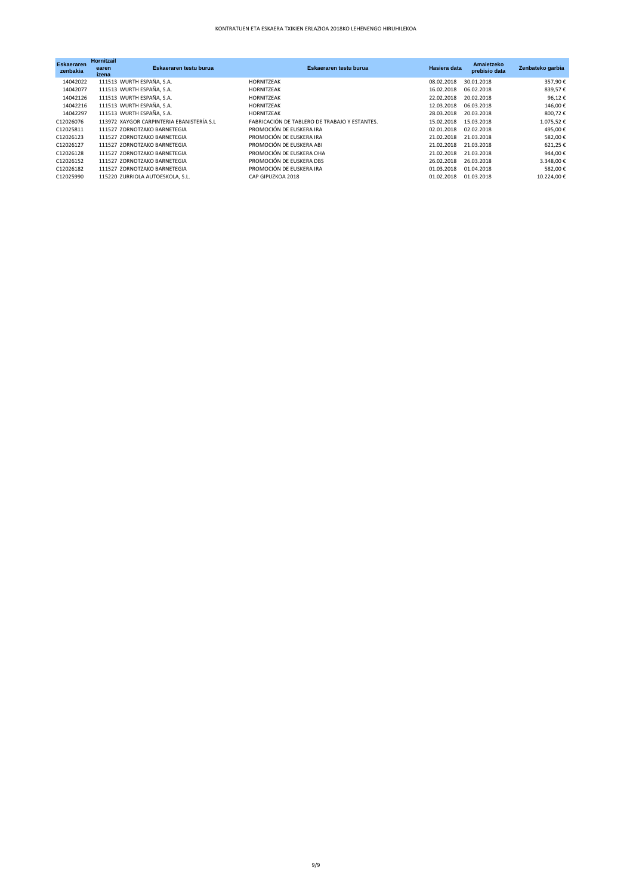| Eskaeraren zenbakia | Hornitzail earen izena | Eskaeraren testu burua | Eskaeraren testu burua | Hasiera data | Amaietzeko prebisio data | Zenbateko garbia |
|---|---|---|---|---|---|---|
| 14042022 | 111513 | WURTH ESPAÑA, S.A. | HORNITZEAK | 08.02.2018 | 30.01.2018 | 357,90 € |
| 14042077 | 111513 | WURTH ESPAÑA, S.A. | HORNITZEAK | 16.02.2018 | 06.02.2018 | 839,57 € |
| 14042126 | 111513 | WURTH ESPAÑA, S.A. | HORNITZEAK | 22.02.2018 | 20.02.2018 | 96,12 € |
| 14042216 | 111513 | WURTH ESPAÑA, S.A. | HORNITZEAK | 12.03.2018 | 06.03.2018 | 146,00 € |
| 14042297 | 111513 | WURTH ESPAÑA, S.A. | HORNITZEAK | 28.03.2018 | 20.03.2018 | 800,72 € |
| C12026076 | 113972 | XAYGOR CARPINTERIA EBANISTERÍA S.L | FABRICACIÓN DE TABLERO DE TRABAJO Y ESTANTES. | 15.02.2018 | 15.03.2018 | 1.075,52 € |
| C12025811 | 111527 | ZORNOTZAKO BARNETEGIA | PROMOCIÓN DE EUSKERA IRA | 02.01.2018 | 02.02.2018 | 495,00 € |
| C12026123 | 111527 | ZORNOTZAKO BARNETEGIA | PROMOCIÓN DE EUSKERA IRA | 21.02.2018 | 21.03.2018 | 582,00 € |
| C12026127 | 111527 | ZORNOTZAKO BARNETEGIA | PROMOCIÓN DE EUSKERA ABI | 21.02.2018 | 21.03.2018 | 621,25 € |
| C12026128 | 111527 | ZORNOTZAKO BARNETEGIA | PROMOCIÓN DE EUSKERA OHA | 21.02.2018 | 21.03.2018 | 944,00 € |
| C12026152 | 111527 | ZORNOTZAKO BARNETEGIA | PROMOCIÓN DE EUSKERA DBS | 26.02.2018 | 26.03.2018 | 3.348,00 € |
| C12026182 | 111527 | ZORNOTZAKO BARNETEGIA | PROMOCIÓN DE EUSKERA IRA | 01.03.2018 | 01.04.2018 | 582,00 € |
| C12025990 | 115220 | ZURRIOLA AUTOESKOLA, S.L. | CAP GIPUZKOA 2018 | 01.02.2018 | 01.03.2018 | 10.224,00 € |